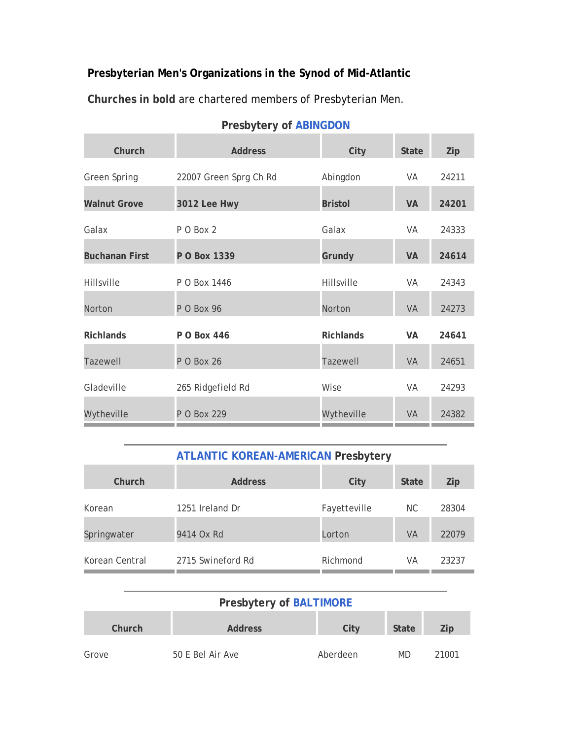**Presbyterian Men's Organizations in the Synod of Mid-Atlantic**

**Churches in bold** are chartered members of Presbyterian Men.

### Presbytery of ABINGDON

| Church | Address | City | State | Zip |
|---|---|---|---|---|
| Green Spring | 22007 Green Sprg Ch Rd | Abingdon | VA | 24211 |
| **Walnut Grove** | **3012 Lee Hwy** | **Bristol** | **VA** | **24201** |
| Galax | P O Box 2 | Galax | VA | 24333 |
| **Buchanan First** | **P O Box 1339** | **Grundy** | **VA** | **24614** |
| Hillsville | P O Box 1446 | Hillsville | VA | 24343 |
| Norton | P O Box 96 | Norton | VA | 24273 |
| **Richlands** | **P O Box 446** | **Richlands** | **VA** | **24641** |
| Tazewell | P O Box 26 | Tazewell | VA | 24651 |
| Gladeville | 265 Ridgefield Rd | Wise | VA | 24293 |
| Wytheville | P O Box 229 | Wytheville | VA | 24382 |

### ATLANTIC KOREAN-AMERICAN Presbytery

| Church | Address | City | State | Zip |
|---|---|---|---|---|
| Korean | 1251 Ireland Dr | Fayetteville | NC | 28304 |
| Springwater | 9414 Ox Rd | Lorton | VA | 22079 |
| Korean Central | 2715 Swineford Rd | Richmond | VA | 23237 |

### Presbytery of BALTIMORE

| Church | Address | City | State | Zip |
|---|---|---|---|---|
| Grove | 50 E Bel Air Ave | Aberdeen | MD | 21001 |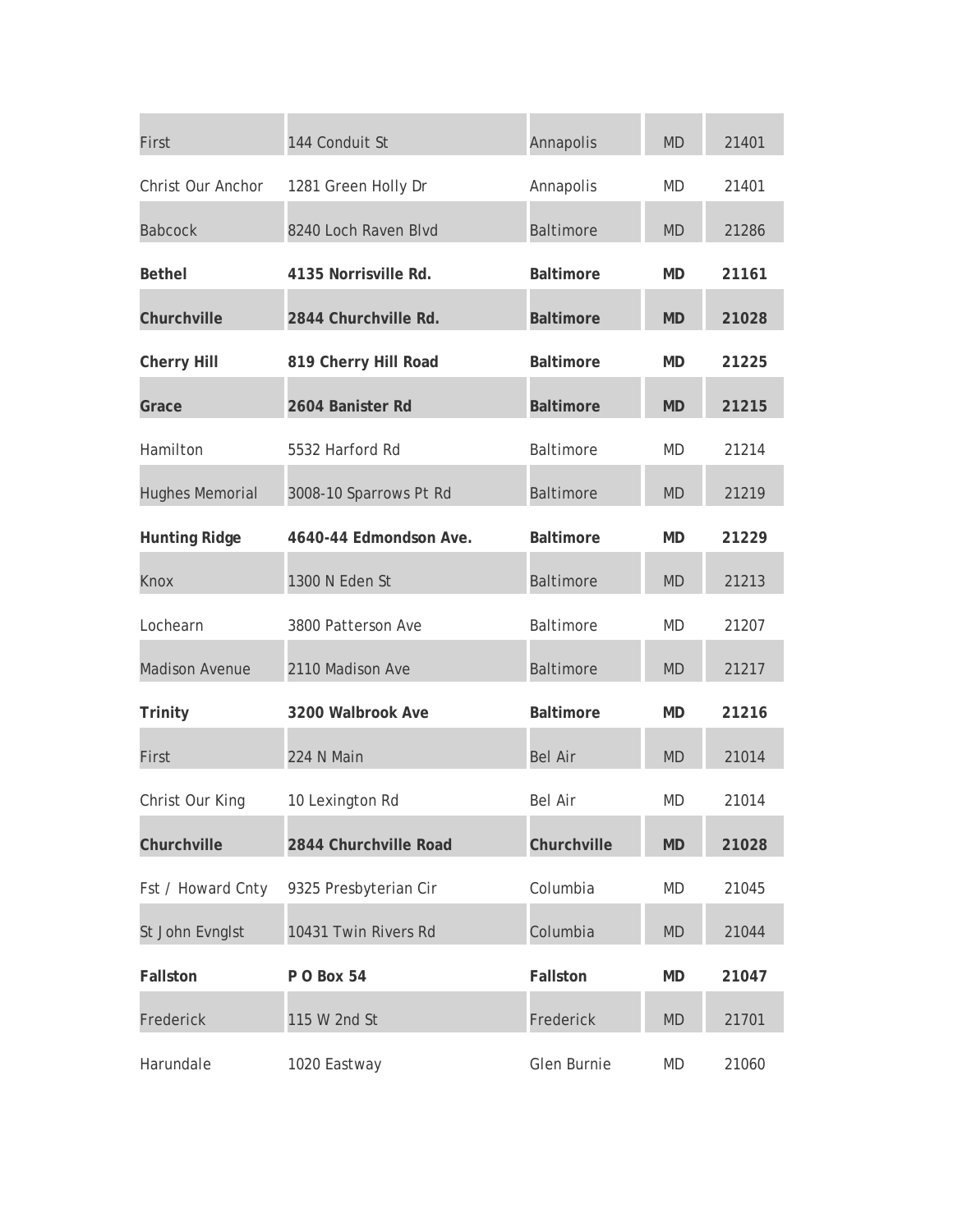| | | | | |
|---|---|---|---|---|
| First | 144 Conduit St | Annapolis | MD | 21401 |
| Christ Our Anchor | 1281 Green Holly Dr | Annapolis | MD | 21401 |
| Babcock | 8240 Loch Raven Blvd | Baltimore | MD | 21286 |
| **Bethel** | **4135 Norrisville Rd.** | **Baltimore** | **MD** | **21161** |
| **Churchville** | **2844 Churchville Rd.** | **Baltimore** | **MD** | **21028** |
| **Cherry Hill** | **819 Cherry Hill Road** | **Baltimore** | **MD** | **21225** |
| **Grace** | **2604 Banister Rd** | **Baltimore** | **MD** | **21215** |
| Hamilton | 5532 Harford Rd | Baltimore | MD | 21214 |
| Hughes Memorial | 3008-10 Sparrows Pt Rd | Baltimore | MD | 21219 |
| **Hunting Ridge** | **4640-44 Edmondson Ave.** | **Baltimore** | **MD** | **21229** |
| Knox | 1300 N Eden St | Baltimore | MD | 21213 |
| Lochearn | 3800 Patterson Ave | Baltimore | MD | 21207 |
| Madison Avenue | 2110 Madison Ave | Baltimore | MD | 21217 |
| **Trinity** | **3200 Walbrook Ave** | **Baltimore** | **MD** | **21216** |
| First | 224 N Main | Bel Air | MD | 21014 |
| Christ Our King | 10 Lexington Rd | Bel Air | MD | 21014 |
| **Churchville** | **2844 Churchville Road** | **Churchville** | **MD** | **21028** |
| Fst / Howard Cnty | 9325 Presbyterian Cir | Columbia | MD | 21045 |
| St John Evnglst | 10431 Twin Rivers Rd | Columbia | MD | 21044 |
| **Fallston** | **P O Box 54** | **Fallston** | **MD** | **21047** |
| Frederick | 115 W 2nd St | Frederick | MD | 21701 |
| Harundale | 1020 Eastway | Glen Burnie | MD | 21060 |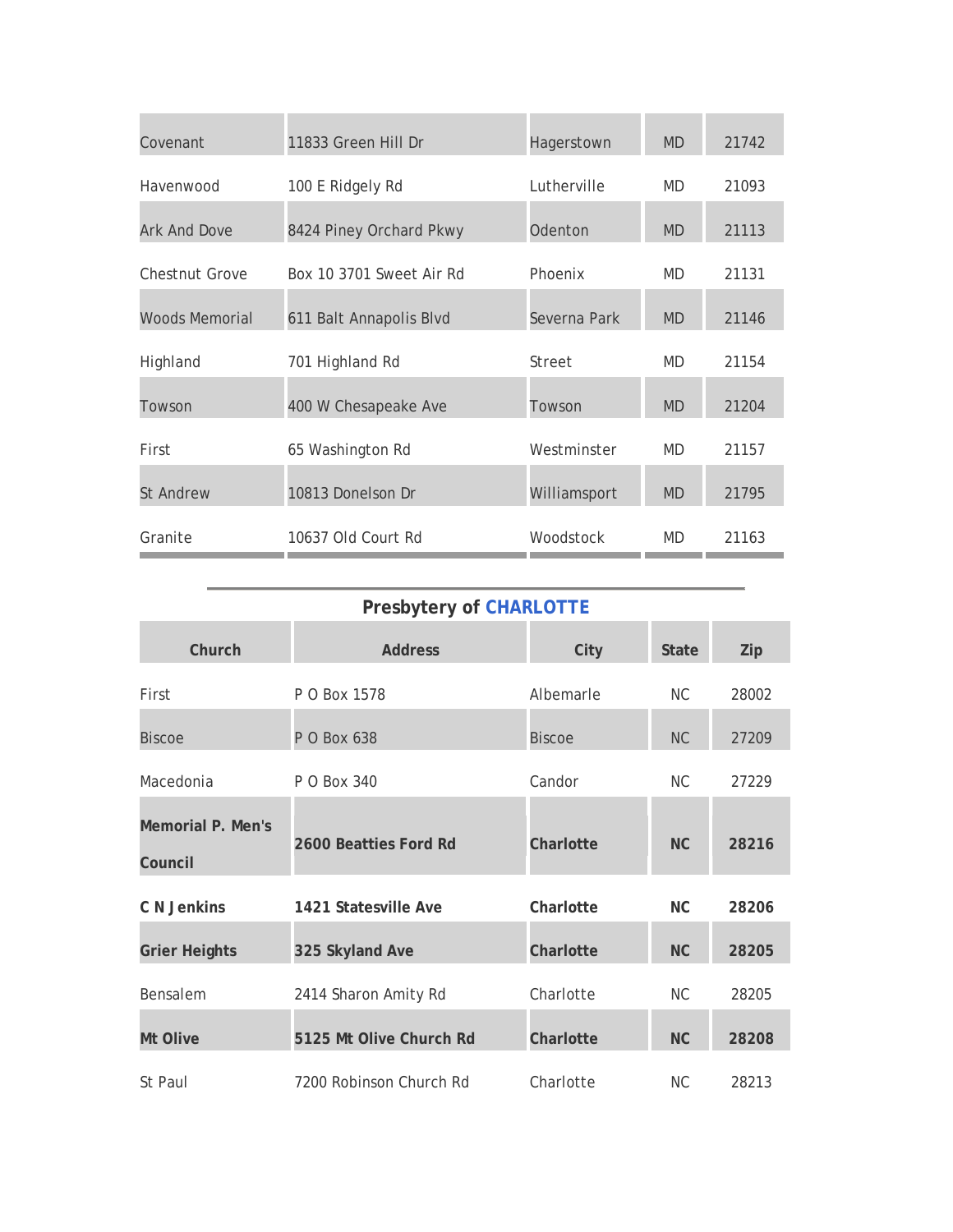| | | | | |
|---|---|---|---|---|
| Covenant | 11833 Green Hill Dr | Hagerstown | MD | 21742 |
| Havenwood | 100 E Ridgely Rd | Lutherville | MD | 21093 |
| Ark And Dove | 8424 Piney Orchard Pkwy | Odenton | MD | 21113 |
| Chestnut Grove | Box 10 3701 Sweet Air Rd | Phoenix | MD | 21131 |
| Woods Memorial | 611 Balt Annapolis Blvd | Severna Park | MD | 21146 |
| Highland | 701 Highland Rd | Street | MD | 21154 |
| Towson | 400 W Chesapeake Ave | Towson | MD | 21204 |
| First | 65 Washington Rd | Westminster | MD | 21157 |
| St Andrew | 10813 Donelson Dr | Williamsport | MD | 21795 |
| Granite | 10637 Old Court Rd | Woodstock | MD | 21163 |

## Presbytery of CHARLOTTE

| Church | Address | City | State | Zip |
|---|---|---|---|---|
| First | P O Box 1578 | Albemarle | NC | 28002 |
| Biscoe | P O Box 638 | Biscoe | NC | 27209 |
| Macedonia | P O Box 340 | Candor | NC | 27229 |
| **Memorial P. Men's Council** | **2600 Beatties Ford Rd** | **Charlotte** | **NC** | **28216** |
| **C N Jenkins** | **1421 Statesville Ave** | **Charlotte** | **NC** | **28206** |
| **Grier Heights** | **325 Skyland Ave** | **Charlotte** | **NC** | **28205** |
| Bensalem | 2414 Sharon Amity Rd | Charlotte | NC | 28205 |
| **Mt Olive** | **5125 Mt Olive Church Rd** | **Charlotte** | **NC** | **28208** |
| St Paul | 7200 Robinson Church Rd | Charlotte | NC | 28213 |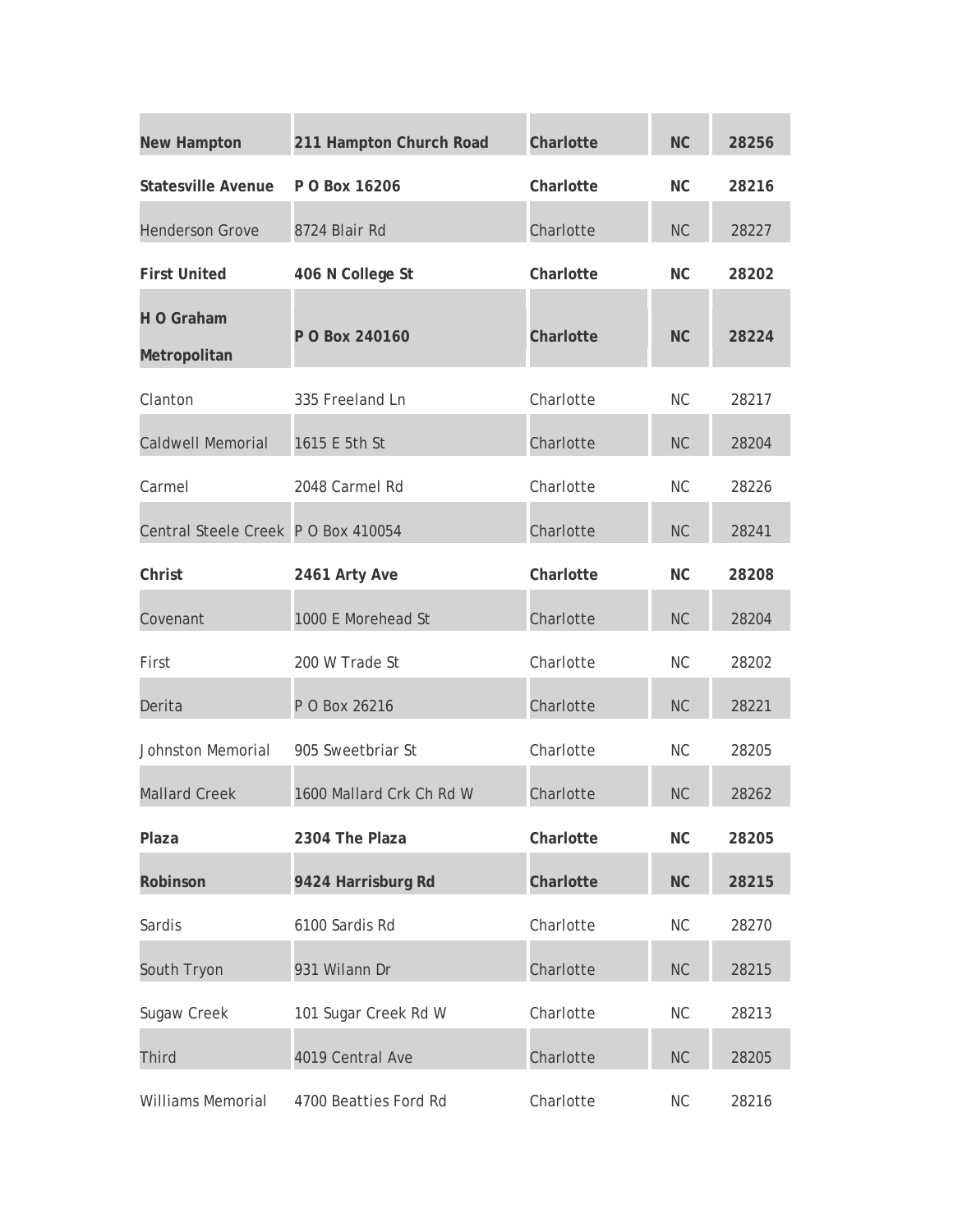| | | | | |
|---|---|---|---|---|
| **New Hampton** | **211 Hampton Church Road** | **Charlotte** | **NC** | **28256** |
| **Statesville Avenue** | **P O Box 16206** | **Charlotte** | **NC** | **28216** |
| Henderson Grove | 8724 Blair Rd | Charlotte | NC | 28227 |
| **First United** | **406 N College St** | **Charlotte** | **NC** | **28202** |
| **H O Graham Metropolitan** | **P O Box 240160** | **Charlotte** | **NC** | **28224** |
| Clanton | 335 Freeland Ln | Charlotte | NC | 28217 |
| Caldwell Memorial | 1615 E 5th St | Charlotte | NC | 28204 |
| Carmel | 2048 Carmel Rd | Charlotte | NC | 28226 |
| Central Steele Creek | P O Box 410054 | Charlotte | NC | 28241 |
| **Christ** | **2461 Arty Ave** | **Charlotte** | **NC** | **28208** |
| Covenant | 1000 E Morehead St | Charlotte | NC | 28204 |
| First | 200 W Trade St | Charlotte | NC | 28202 |
| Derita | P O Box 26216 | Charlotte | NC | 28221 |
| Johnston Memorial | 905 Sweetbriar St | Charlotte | NC | 28205 |
| Mallard Creek | 1600 Mallard Crk Ch Rd W | Charlotte | NC | 28262 |
| **Plaza** | **2304 The Plaza** | **Charlotte** | **NC** | **28205** |
| **Robinson** | **9424 Harrisburg Rd** | **Charlotte** | **NC** | **28215** |
| Sardis | 6100 Sardis Rd | Charlotte | NC | 28270 |
| South Tryon | 931 Wilann Dr | Charlotte | NC | 28215 |
| Sugaw Creek | 101 Sugar Creek Rd W | Charlotte | NC | 28213 |
| Third | 4019 Central Ave | Charlotte | NC | 28205 |
| Williams Memorial | 4700 Beatties Ford Rd | Charlotte | NC | 28216 |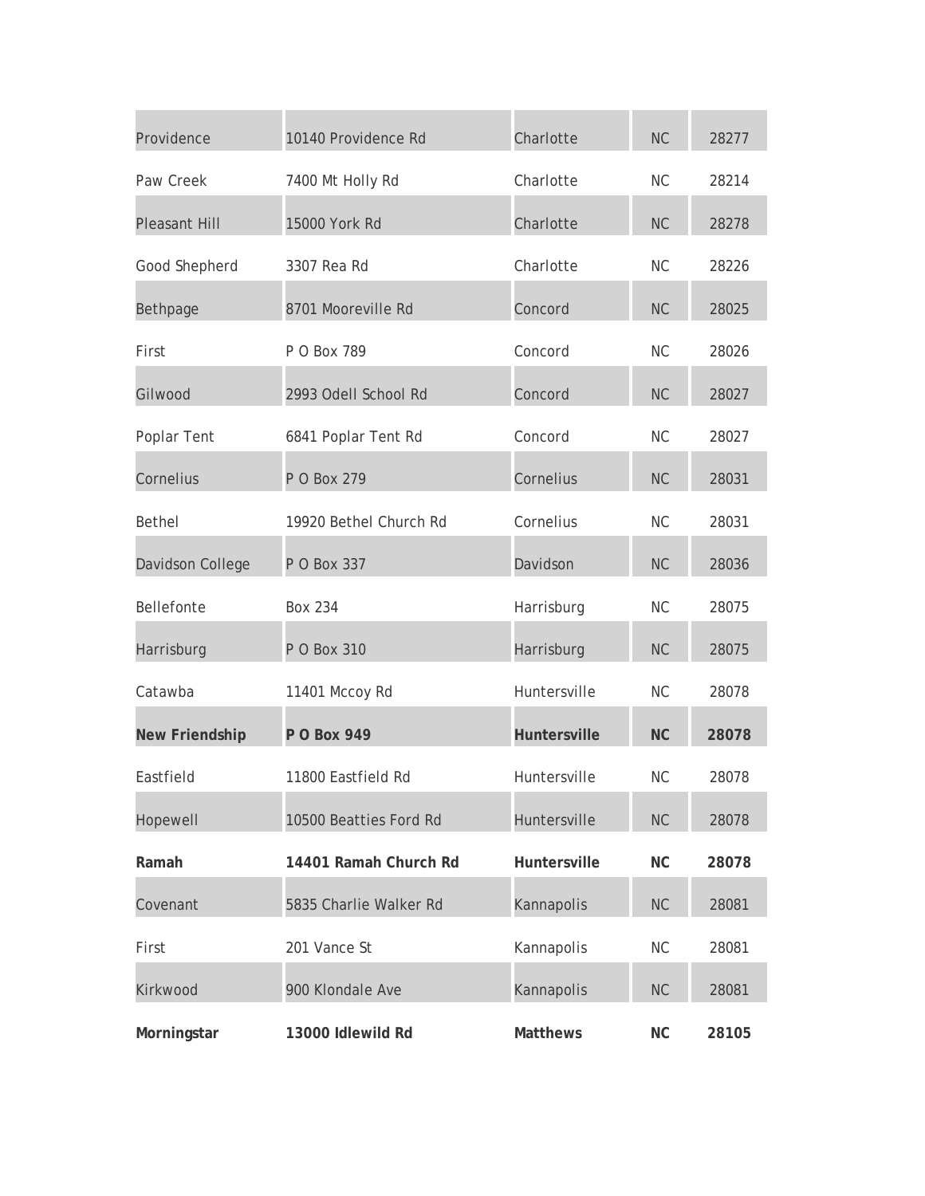| | | | | |
|---|---|---|---|---|
| Providence | 10140 Providence Rd | Charlotte | NC | 28277 |
| Paw Creek | 7400 Mt Holly Rd | Charlotte | NC | 28214 |
| Pleasant Hill | 15000 York Rd | Charlotte | NC | 28278 |
| Good Shepherd | 3307 Rea Rd | Charlotte | NC | 28226 |
| Bethpage | 8701 Mooreville Rd | Concord | NC | 28025 |
| First | P O Box 789 | Concord | NC | 28026 |
| Gilwood | 2993 Odell School Rd | Concord | NC | 28027 |
| Poplar Tent | 6841 Poplar Tent Rd | Concord | NC | 28027 |
| Cornelius | P O Box 279 | Cornelius | NC | 28031 |
| Bethel | 19920 Bethel Church Rd | Cornelius | NC | 28031 |
| Davidson College | P O Box 337 | Davidson | NC | 28036 |
| Bellefonte | Box 234 | Harrisburg | NC | 28075 |
| Harrisburg | P O Box 310 | Harrisburg | NC | 28075 |
| Catawba | 11401 Mccoy Rd | Huntersville | NC | 28078 |
| **New Friendship** | **P O Box 949** | **Huntersville** | **NC** | **28078** |
| Eastfield | 11800 Eastfield Rd | Huntersville | NC | 28078 |
| Hopewell | 10500 Beatties Ford Rd | Huntersville | NC | 28078 |
| **Ramah** | **14401 Ramah Church Rd** | **Huntersville** | **NC** | **28078** |
| Covenant | 5835 Charlie Walker Rd | Kannapolis | NC | 28081 |
| First | 201 Vance St | Kannapolis | NC | 28081 |
| Kirkwood | 900 Klondale Ave | Kannapolis | NC | 28081 |
| **Morningstar** | **13000 Idlewild Rd** | **Matthews** | **NC** | **28105** |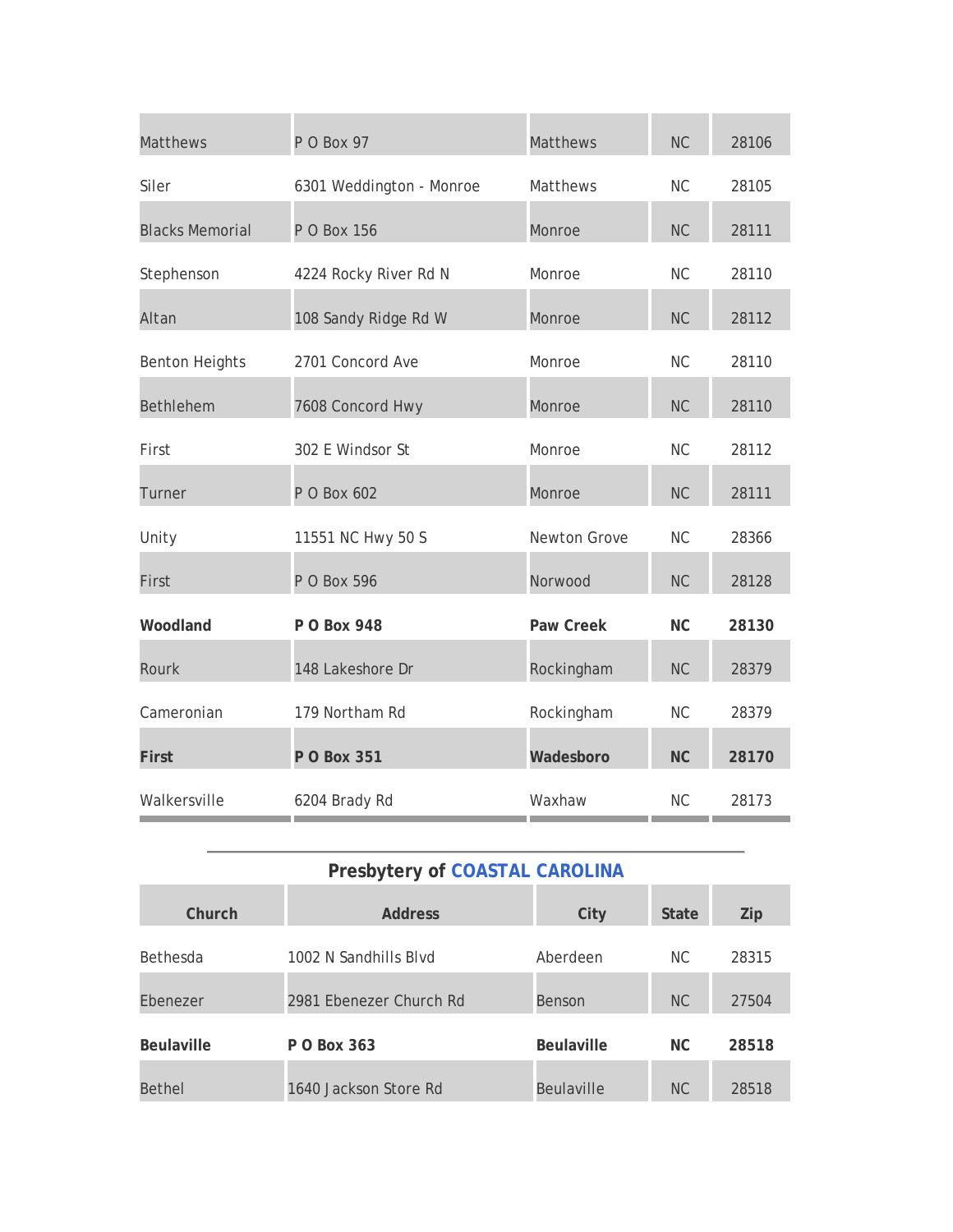| | | | | |
|---|---|---|---|---|
| Matthews | P O Box 97 | Matthews | NC | 28106 |
| Siler | 6301 Weddington - Monroe | Matthews | NC | 28105 |
| Blacks Memorial | P O Box 156 | Monroe | NC | 28111 |
| Stephenson | 4224 Rocky River Rd N | Monroe | NC | 28110 |
| Altan | 108 Sandy Ridge Rd W | Monroe | NC | 28112 |
| Benton Heights | 2701 Concord Ave | Monroe | NC | 28110 |
| Bethlehem | 7608 Concord Hwy | Monroe | NC | 28110 |
| First | 302 E Windsor St | Monroe | NC | 28112 |
| Turner | P O Box 602 | Monroe | NC | 28111 |
| Unity | 11551 NC Hwy 50 S | Newton Grove | NC | 28366 |
| First | P O Box 596 | Norwood | NC | 28128 |
| **Woodland** | **P O Box 948** | **Paw Creek** | **NC** | **28130** |
| Rourk | 148 Lakeshore Dr | Rockingham | NC | 28379 |
| Cameronian | 179 Northam Rd | Rockingham | NC | 28379 |
| **First** | **P O Box 351** | **Wadesboro** | **NC** | **28170** |
| Walkersville | 6204 Brady Rd | Waxhaw | NC | 28173 |

## Presbytery of COASTAL CAROLINA

| Church | Address | City | State | Zip |
|---|---|---|---|---|
| Bethesda | 1002 N Sandhills Blvd | Aberdeen | NC | 28315 |
| Ebenezer | 2981 Ebenezer Church Rd | Benson | NC | 27504 |
| **Beulaville** | **P O Box 363** | **Beulaville** | **NC** | **28518** |
| Bethel | 1640 Jackson Store Rd | Beulaville | NC | 28518 |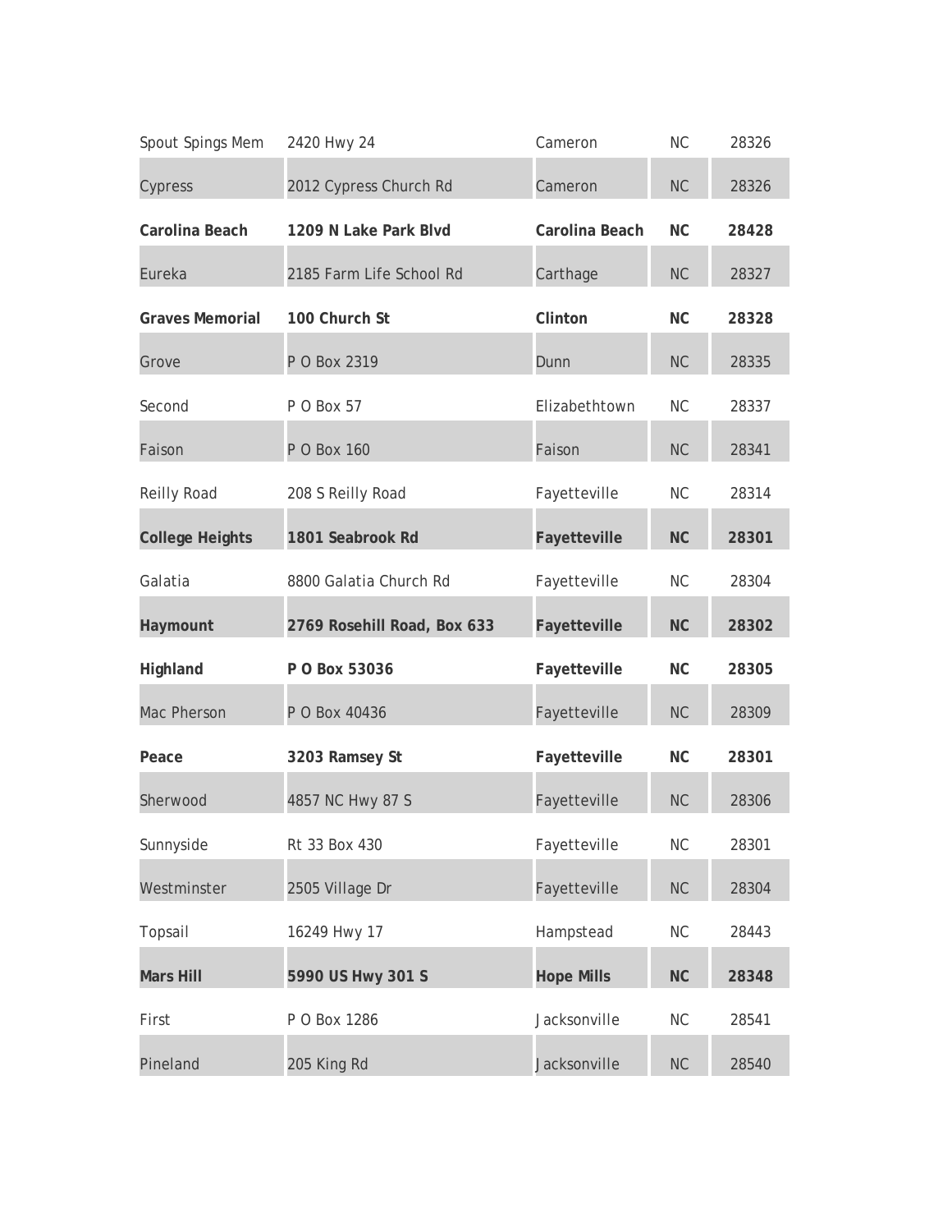| | | | | |
|---|---|---|---|---|
| Spout Spings Mem | 2420 Hwy 24 | Cameron | NC | 28326 |
| Cypress | 2012 Cypress Church Rd | Cameron | NC | 28326 |
| **Carolina Beach** | **1209 N Lake Park Blvd** | **Carolina Beach** | **NC** | **28428** |
| Eureka | 2185 Farm Life School Rd | Carthage | NC | 28327 |
| **Graves Memorial** | **100 Church St** | **Clinton** | **NC** | **28328** |
| Grove | P O Box 2319 | Dunn | NC | 28335 |
| Second | P O Box 57 | Elizabethtown | NC | 28337 |
| Faison | P O Box 160 | Faison | NC | 28341 |
| Reilly Road | 208 S Reilly Road | Fayetteville | NC | 28314 |
| **College Heights** | **1801 Seabrook Rd** | **Fayetteville** | **NC** | **28301** |
| Galatia | 8800 Galatia Church Rd | Fayetteville | NC | 28304 |
| **Haymount** | **2769 Rosehill Road, Box 633** | **Fayetteville** | **NC** | **28302** |
| **Highland** | **P O Box 53036** | **Fayetteville** | **NC** | **28305** |
| Mac Pherson | P O Box 40436 | Fayetteville | NC | 28309 |
| **Peace** | **3203 Ramsey St** | **Fayetteville** | **NC** | **28301** |
| Sherwood | 4857 NC Hwy 87 S | Fayetteville | NC | 28306 |
| Sunnyside | Rt 33 Box 430 | Fayetteville | NC | 28301 |
| Westminster | 2505 Village Dr | Fayetteville | NC | 28304 |
| Topsail | 16249 Hwy 17 | Hampstead | NC | 28443 |
| **Mars Hill** | **5990 US Hwy 301 S** | **Hope Mills** | **NC** | **28348** |
| First | P O Box 1286 | Jacksonville | NC | 28541 |
| Pineland | 205 King Rd | Jacksonville | NC | 28540 |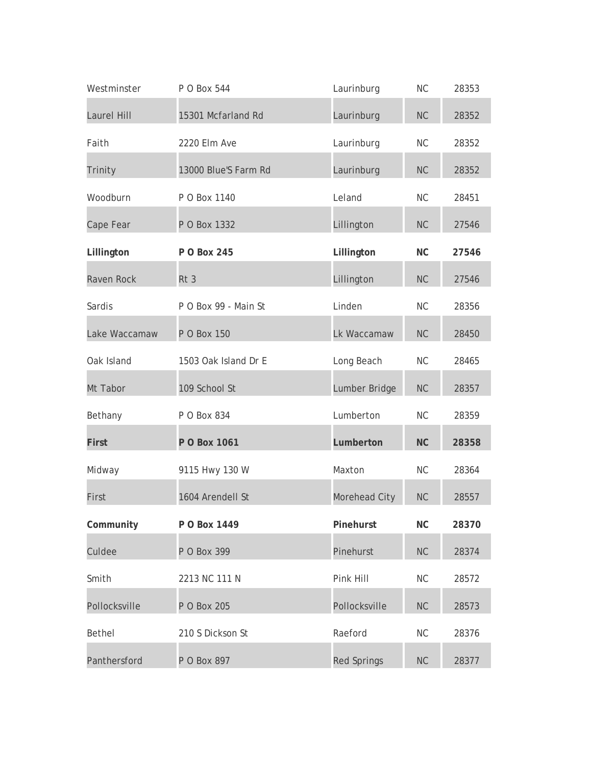| | | | | |
|---|---|---|---|---|
| Westminster | P O Box 544 | Laurinburg | NC | 28353 |
| Laurel Hill | 15301 Mcfarland Rd | Laurinburg | NC | 28352 |
| Faith | 2220 Elm Ave | Laurinburg | NC | 28352 |
| Trinity | 13000 Blue'S Farm Rd | Laurinburg | NC | 28352 |
| Woodburn | P O Box 1140 | Leland | NC | 28451 |
| Cape Fear | P O Box 1332 | Lillington | NC | 27546 |
| **Lillington** | **P O Box 245** | **Lillington** | **NC** | **27546** |
| Raven Rock | Rt 3 | Lillington | NC | 27546 |
| Sardis | P O Box 99 - Main St | Linden | NC | 28356 |
| Lake Waccamaw | P O Box 150 | Lk Waccamaw | NC | 28450 |
| Oak Island | 1503 Oak Island Dr E | Long Beach | NC | 28465 |
| Mt Tabor | 109 School St | Lumber Bridge | NC | 28357 |
| Bethany | P O Box 834 | Lumberton | NC | 28359 |
| **First** | **P O Box 1061** | **Lumberton** | **NC** | **28358** |
| Midway | 9115 Hwy 130 W | Maxton | NC | 28364 |
| First | 1604 Arendell St | Morehead City | NC | 28557 |
| **Community** | **P O Box 1449** | **Pinehurst** | **NC** | **28370** |
| Culdee | P O Box 399 | Pinehurst | NC | 28374 |
| Smith | 2213 NC 111 N | Pink Hill | NC | 28572 |
| Pollocksville | P O Box 205 | Pollocksville | NC | 28573 |
| Bethel | 210 S Dickson St | Raeford | NC | 28376 |
| Panthersford | P O Box 897 | Red Springs | NC | 28377 |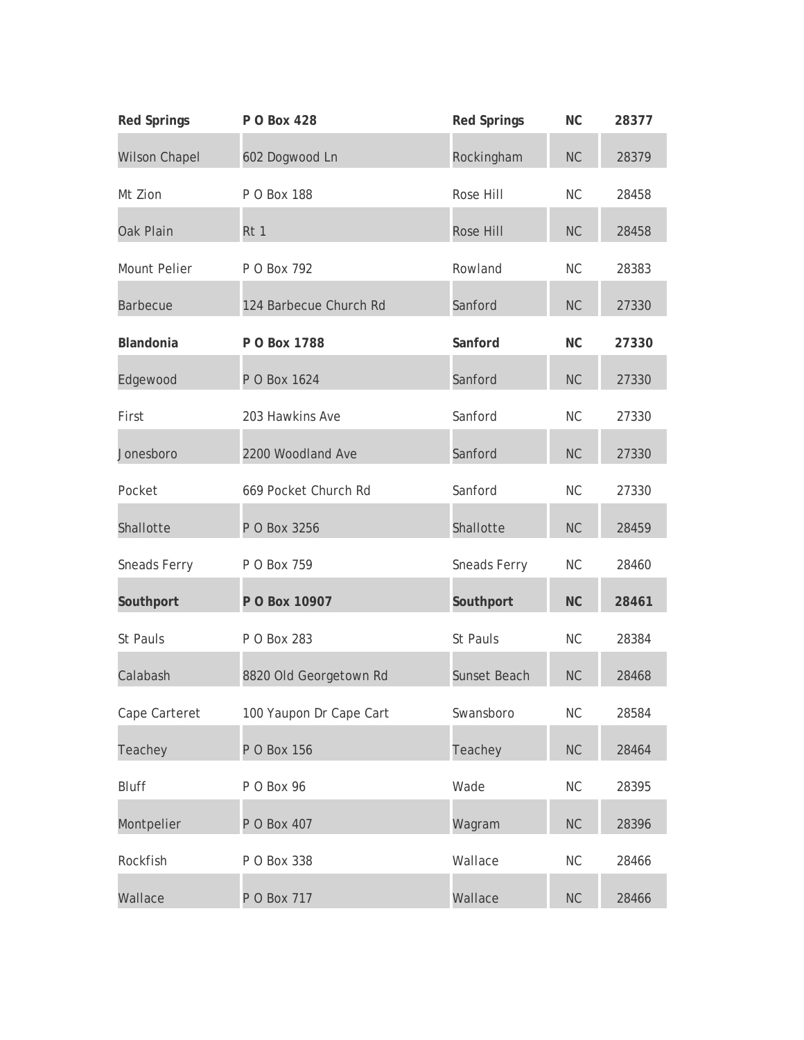| **Red Springs** | **P O Box 428** | **Red Springs** | **NC** | **28377** |
|---|---|---|---|---|
| Wilson Chapel | 602 Dogwood Ln | Rockingham | NC | 28379 |
| Mt Zion | P O Box 188 | Rose Hill | NC | 28458 |
| Oak Plain | Rt 1 | Rose Hill | NC | 28458 |
| Mount Pelier | P O Box 792 | Rowland | NC | 28383 |
| Barbecue | 124 Barbecue Church Rd | Sanford | NC | 27330 |
| **Blandonia** | **P O Box 1788** | **Sanford** | **NC** | **27330** |
| Edgewood | P O Box 1624 | Sanford | NC | 27330 |
| First | 203 Hawkins Ave | Sanford | NC | 27330 |
| Jonesboro | 2200 Woodland Ave | Sanford | NC | 27330 |
| Pocket | 669 Pocket Church Rd | Sanford | NC | 27330 |
| Shallotte | P O Box 3256 | Shallotte | NC | 28459 |
| Sneads Ferry | P O Box 759 | Sneads Ferry | NC | 28460 |
| **Southport** | **P O Box 10907** | **Southport** | **NC** | **28461** |
| St Pauls | P O Box 283 | St Pauls | NC | 28384 |
| Calabash | 8820 Old Georgetown Rd | Sunset Beach | NC | 28468 |
| Cape Carteret | 100 Yaupon Dr Cape Cart | Swansboro | NC | 28584 |
| Teachey | P O Box 156 | Teachey | NC | 28464 |
| Bluff | P O Box 96 | Wade | NC | 28395 |
| Montpelier | P O Box 407 | Wagram | NC | 28396 |
| Rockfish | P O Box 338 | Wallace | NC | 28466 |
| Wallace | P O Box 717 | Wallace | NC | 28466 |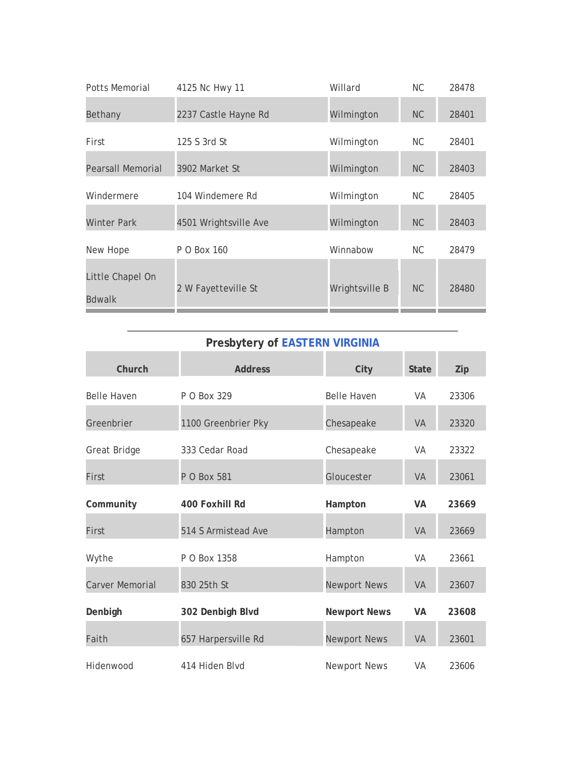| | | | | |
|---|---|---|---|---|
| Potts Memorial | 4125 Nc Hwy 11 | Willard | NC | 28478 |
| Bethany | 2237 Castle Hayne Rd | Wilmington | NC | 28401 |
| First | 125 S 3rd St | Wilmington | NC | 28401 |
| Pearsall Memorial | 3902 Market St | Wilmington | NC | 28403 |
| Windermere | 104 Windemere Rd | Wilmington | NC | 28405 |
| Winter Park | 4501 Wrightsville Ave | Wilmington | NC | 28403 |
| New Hope | P O Box 160 | Winnabow | NC | 28479 |
| Little Chapel On Bdwalk | 2 W Fayetteville St | Wrightsville B | NC | 28480 |

## Presbytery of EASTERN VIRGINIA

| Church | Address | City | State | Zip |
|---|---|---|---|---|
| Belle Haven | P O Box 329 | Belle Haven | VA | 23306 |
| Greenbrier | 1100 Greenbrier Pky | Chesapeake | VA | 23320 |
| Great Bridge | 333 Cedar Road | Chesapeake | VA | 23322 |
| First | P O Box 581 | Gloucester | VA | 23061 |
| **Community** | **400 Foxhill Rd** | **Hampton** | **VA** | **23669** |
| First | 514 S Armistead Ave | Hampton | VA | 23669 |
| Wythe | P O Box 1358 | Hampton | VA | 23661 |
| Carver Memorial | 830 25th St | Newport News | VA | 23607 |
| **Denbigh** | **302 Denbigh Blvd** | **Newport News** | **VA** | **23608** |
| Faith | 657 Harpersville Rd | Newport News | VA | 23601 |
| Hidenwood | 414 Hiden Blvd | Newport News | VA | 23606 |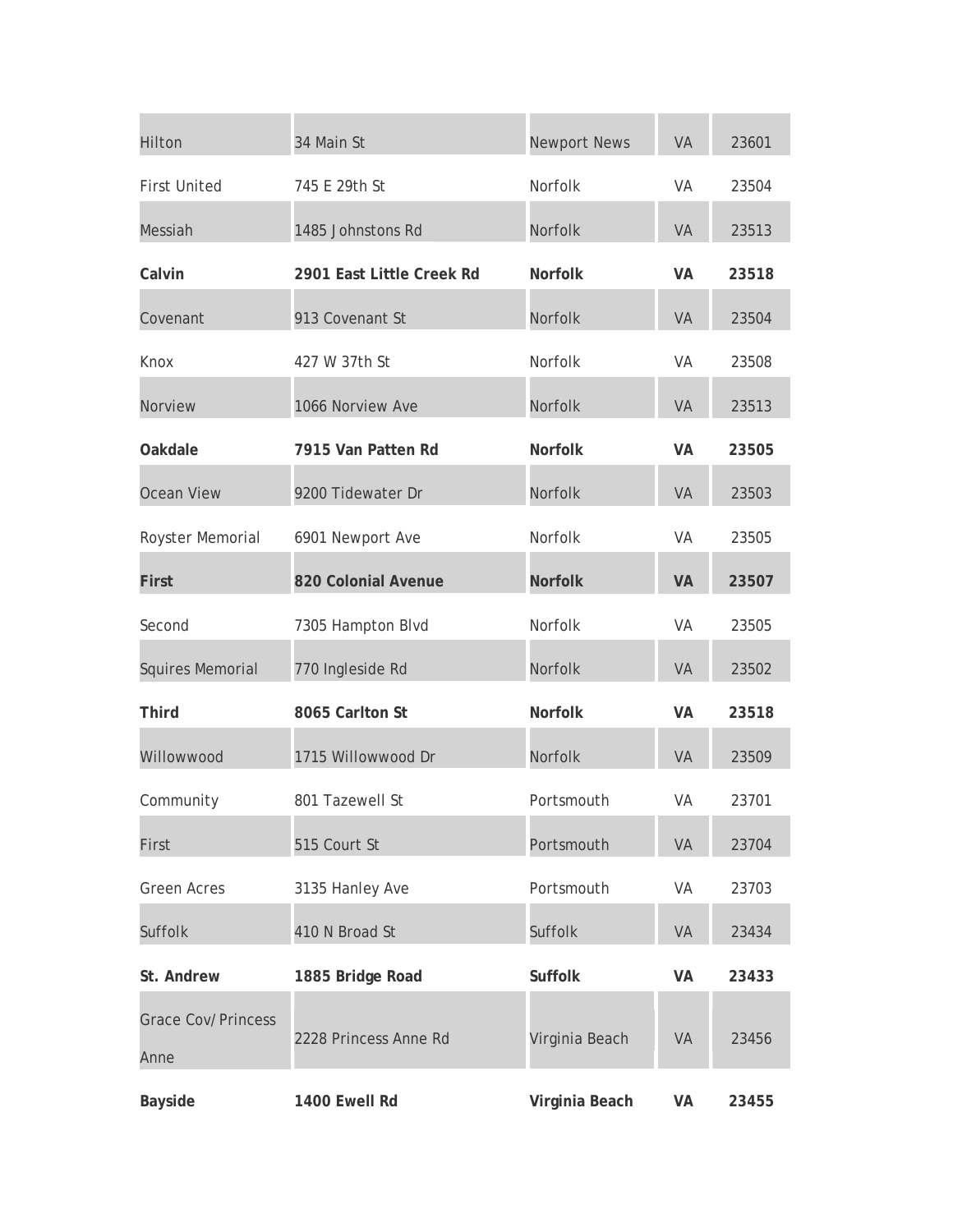| Hilton | 34 Main St | Newport News | VA | 23601 |
|---|---|---|---|---|
| First United | 745 E 29th St | Norfolk | VA | 23504 |
| Messiah | 1485 Johnstons Rd | Norfolk | VA | 23513 |
| **Calvin** | **2901 East Little Creek Rd** | **Norfolk** | **VA** | **23518** |
| Covenant | 913 Covenant St | Norfolk | VA | 23504 |
| Knox | 427 W 37th St | Norfolk | VA | 23508 |
| Norview | 1066 Norview Ave | Norfolk | VA | 23513 |
| **Oakdale** | **7915 Van Patten Rd** | **Norfolk** | **VA** | **23505** |
| Ocean View | 9200 Tidewater Dr | Norfolk | VA | 23503 |
| Royster Memorial | 6901 Newport Ave | Norfolk | VA | 23505 |
| **First** | **820 Colonial Avenue** | **Norfolk** | **VA** | **23507** |
| Second | 7305 Hampton Blvd | Norfolk | VA | 23505 |
| Squires Memorial | 770 Ingleside Rd | Norfolk | VA | 23502 |
| **Third** | **8065 Carlton St** | **Norfolk** | **VA** | **23518** |
| Willowwood | 1715 Willowwood Dr | Norfolk | VA | 23509 |
| Community | 801 Tazewell St | Portsmouth | VA | 23701 |
| First | 515 Court St | Portsmouth | VA | 23704 |
| Green Acres | 3135 Hanley Ave | Portsmouth | VA | 23703 |
| Suffolk | 410 N Broad St | Suffolk | VA | 23434 |
| **St. Andrew** | **1885 Bridge Road** | **Suffolk** | **VA** | **23433** |
| Grace Cov/Princess Anne | 2228 Princess Anne Rd | Virginia Beach | VA | 23456 |
| **Bayside** | **1400 Ewell Rd** | **Virginia Beach** | **VA** | **23455** |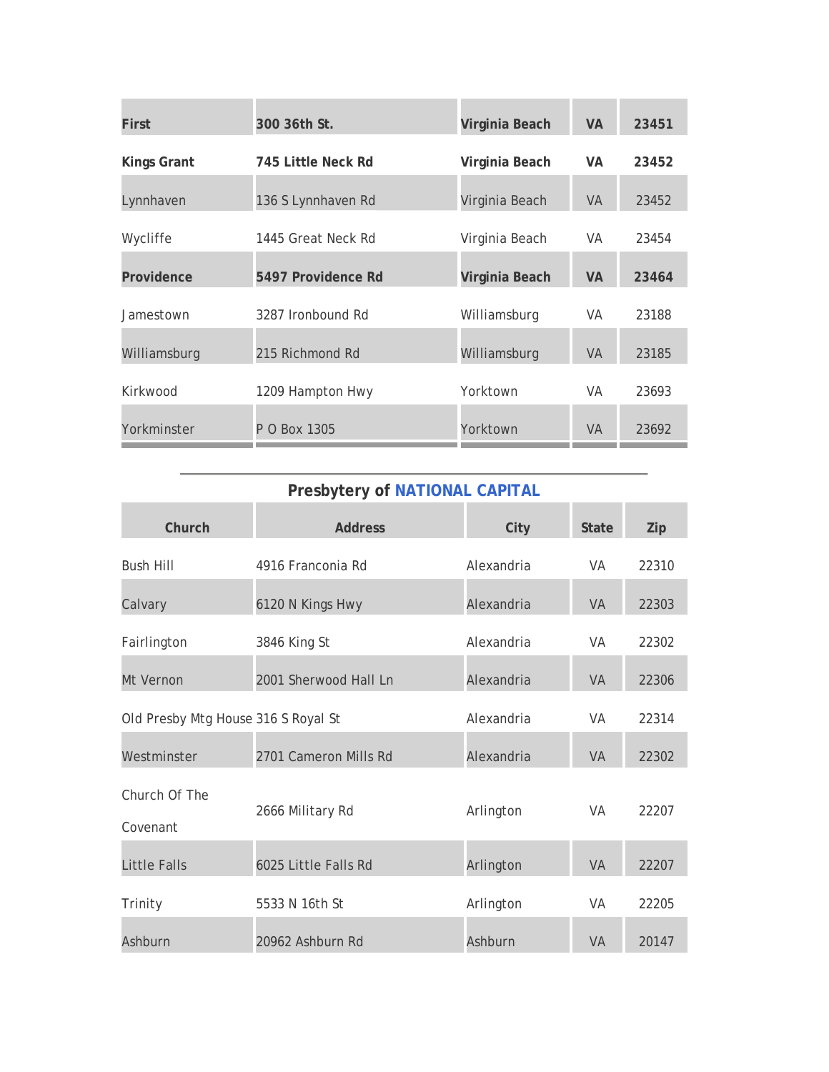| | | | | |
|---|---|---|---|---|
| **First** | **300 36th St.** | **Virginia Beach** | **VA** | **23451** |
| **Kings Grant** | **745 Little Neck Rd** | **Virginia Beach** | **VA** | **23452** |
| Lynnhaven | 136 S Lynnhaven Rd | Virginia Beach | VA | 23452 |
| Wycliffe | 1445 Great Neck Rd | Virginia Beach | VA | 23454 |
| **Providence** | **5497 Providence Rd** | **Virginia Beach** | **VA** | **23464** |
| Jamestown | 3287 Ironbound Rd | Williamsburg | VA | 23188 |
| Williamsburg | 215 Richmond Rd | Williamsburg | VA | 23185 |
| Kirkwood | 1209 Hampton Hwy | Yorktown | VA | 23693 |
| Yorkminster | P O Box 1305 | Yorktown | VA | 23692 |

## Presbytery of NATIONAL CAPITAL

| Church | Address | City | State | Zip |
|---|---|---|---|---|
| Bush Hill | 4916 Franconia Rd | Alexandria | VA | 22310 |
| Calvary | 6120 N Kings Hwy | Alexandria | VA | 22303 |
| Fairlington | 3846 King St | Alexandria | VA | 22302 |
| Mt Vernon | 2001 Sherwood Hall Ln | Alexandria | VA | 22306 |
| Old Presby Mtg House | 316 S Royal St | Alexandria | VA | 22314 |
| Westminster | 2701 Cameron Mills Rd | Alexandria | VA | 22302 |
| Church Of The Covenant | 2666 Military Rd | Arlington | VA | 22207 |
| Little Falls | 6025 Little Falls Rd | Arlington | VA | 22207 |
| Trinity | 5533 N 16th St | Arlington | VA | 22205 |
| Ashburn | 20962 Ashburn Rd | Ashburn | VA | 20147 |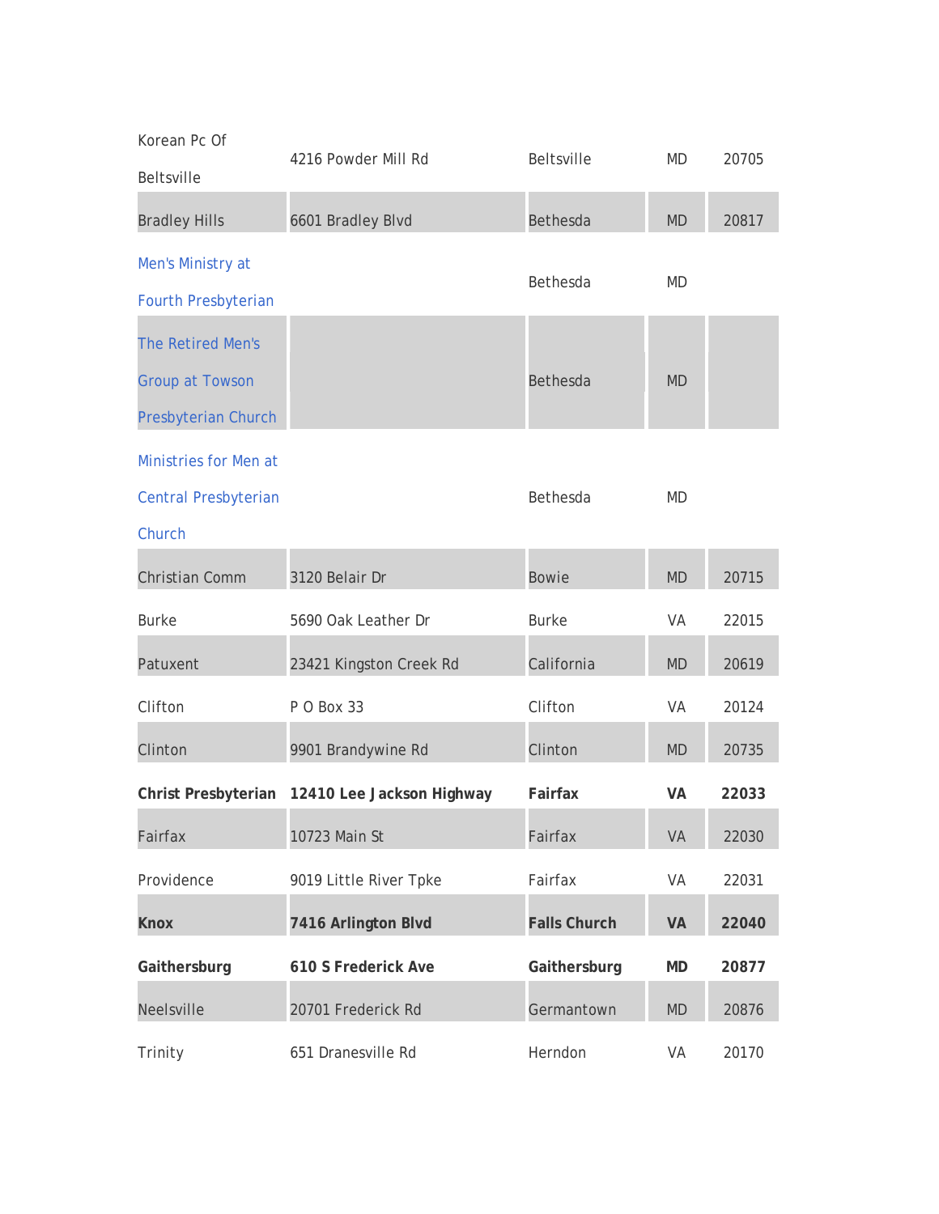| | | | | |
|---|---|---|---|---|
| Korean Pc Of Beltsville | 4216 Powder Mill Rd | Beltsville | MD | 20705 |
| Bradley Hills | 6601 Bradley Blvd | Bethesda | MD | 20817 |
| Men's Ministry at Fourth Presbyterian | | Bethesda | MD | |
| The Retired Men's Group at Towson Presbyterian Church | | Bethesda | MD | |
| Ministries for Men at Central Presbyterian Church | | Bethesda | MD | |
| Christian Comm | 3120 Belair Dr | Bowie | MD | 20715 |
| Burke | 5690 Oak Leather Dr | Burke | VA | 22015 |
| Patuxent | 23421 Kingston Creek Rd | California | MD | 20619 |
| Clifton | P O Box 33 | Clifton | VA | 20124 |
| Clinton | 9901 Brandywine Rd | Clinton | MD | 20735 |
| **Christ Presbyterian** | **12410 Lee Jackson Highway** | **Fairfax** | **VA** | **22033** |
| Fairfax | 10723 Main St | Fairfax | VA | 22030 |
| Providence | 9019 Little River Tpke | Fairfax | VA | 22031 |
| **Knox** | **7416 Arlington Blvd** | **Falls Church** | **VA** | **22040** |
| **Gaithersburg** | **610 S Frederick Ave** | **Gaithersburg** | **MD** | **20877** |
| Neelsville | 20701 Frederick Rd | Germantown | MD | 20876 |
| Trinity | 651 Dranesville Rd | Herndon | VA | 20170 |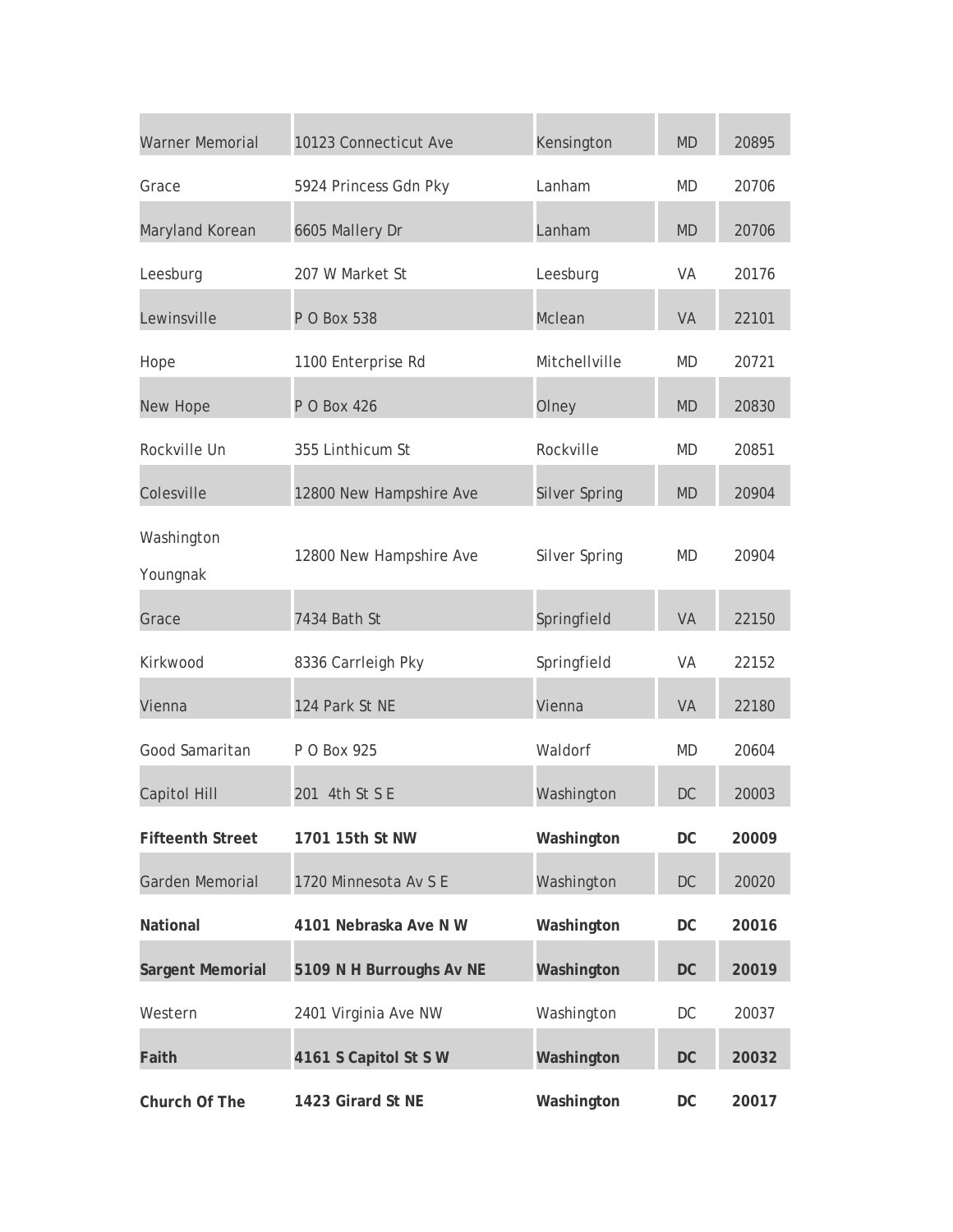| | | | | |
|---|---|---|---|---|
| Warner Memorial | 10123 Connecticut Ave | Kensington | MD | 20895 |
| Grace | 5924 Princess Gdn Pky | Lanham | MD | 20706 |
| Maryland Korean | 6605 Mallery Dr | Lanham | MD | 20706 |
| Leesburg | 207 W Market St | Leesburg | VA | 20176 |
| Lewinsville | P O Box 538 | Mclean | VA | 22101 |
| Hope | 1100 Enterprise Rd | Mitchellville | MD | 20721 |
| New Hope | P O Box 426 | Olney | MD | 20830 |
| Rockville Un | 355 Linthicum St | Rockville | MD | 20851 |
| Colesville | 12800 New Hampshire Ave | Silver Spring | MD | 20904 |
| Washington Youngnak | 12800 New Hampshire Ave | Silver Spring | MD | 20904 |
| Grace | 7434 Bath St | Springfield | VA | 22150 |
| Kirkwood | 8336 Carrleigh Pky | Springfield | VA | 22152 |
| Vienna | 124 Park St NE | Vienna | VA | 22180 |
| Good Samaritan | P O Box 925 | Waldorf | MD | 20604 |
| Capitol Hill | 201 4th St S E | Washington | DC | 20003 |
| **Fifteenth Street** | **1701 15th St NW** | **Washington** | **DC** | **20009** |
| Garden Memorial | 1720 Minnesota Av S E | Washington | DC | 20020 |
| **National** | **4101 Nebraska Ave N W** | **Washington** | **DC** | **20016** |
| **Sargent Memorial** | **5109 N H Burroughs Av NE** | **Washington** | **DC** | **20019** |
| Western | 2401 Virginia Ave NW | Washington | DC | 20037 |
| **Faith** | **4161 S Capitol St S W** | **Washington** | **DC** | **20032** |
| **Church Of The** | **1423 Girard St NE** | **Washington** | **DC** | **20017** |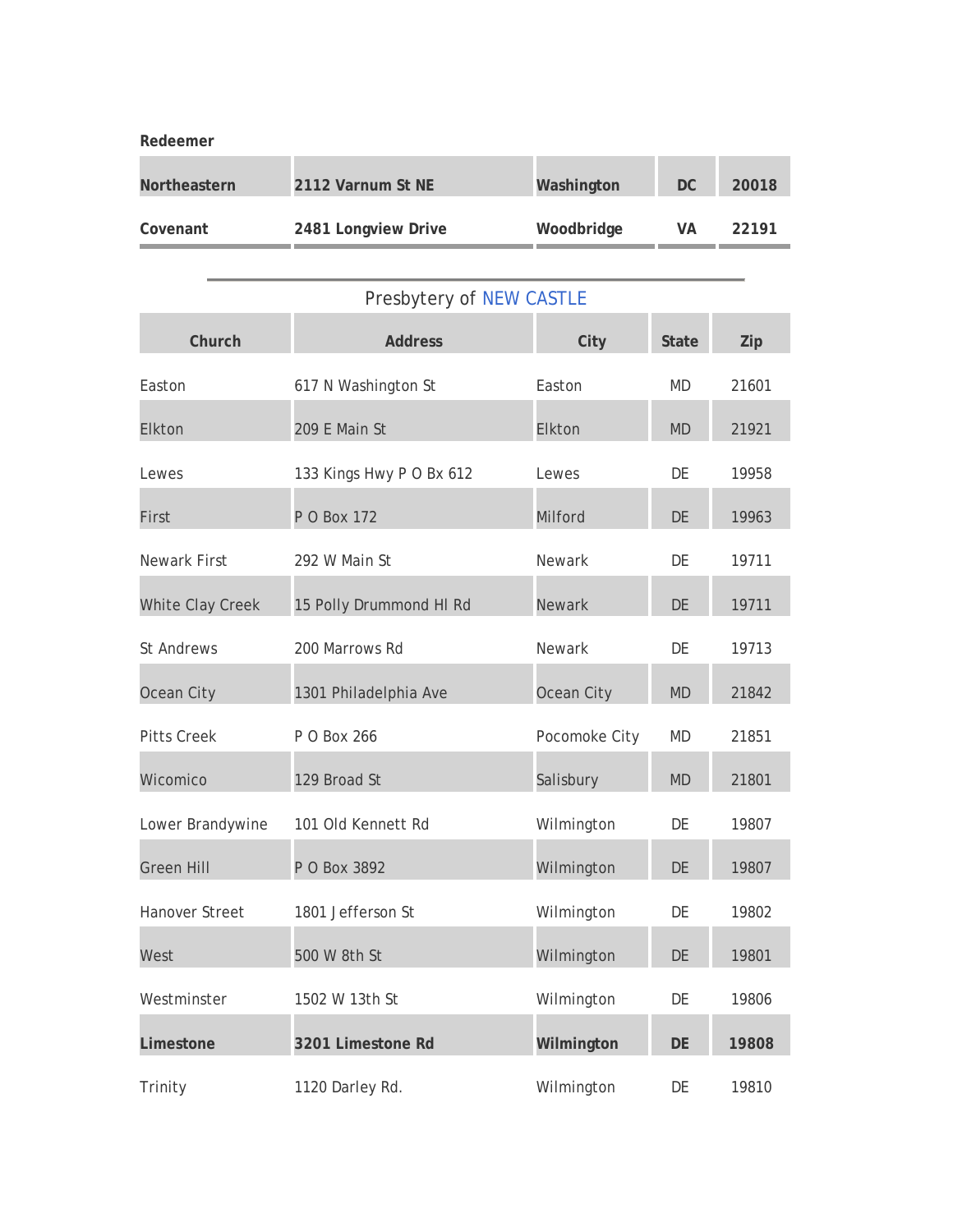**Redeemer**

| | | | | |
|---|---|---|---|---|
| **Northeastern** | **2112 Varnum St NE** | **Washington** | **DC** | **20018** |
| **Covenant** | **2481 Longview Drive** | **Woodbridge** | **VA** | **22191** |

## Presbytery of NEW CASTLE

| Church | Address | City | State | Zip |
|---|---|---|---|---|
| Easton | 617 N Washington St | Easton | MD | 21601 |
| Elkton | 209 E Main St | Elkton | MD | 21921 |
| Lewes | 133 Kings Hwy P O Bx 612 | Lewes | DE | 19958 |
| First | P O Box 172 | Milford | DE | 19963 |
| Newark First | 292 W Main St | Newark | DE | 19711 |
| White Clay Creek | 15 Polly Drummond Hl Rd | Newark | DE | 19711 |
| St Andrews | 200 Marrows Rd | Newark | DE | 19713 |
| Ocean City | 1301 Philadelphia Ave | Ocean City | MD | 21842 |
| Pitts Creek | P O Box 266 | Pocomoke City | MD | 21851 |
| Wicomico | 129 Broad St | Salisbury | MD | 21801 |
| Lower Brandywine | 101 Old Kennett Rd | Wilmington | DE | 19807 |
| Green Hill | P O Box 3892 | Wilmington | DE | 19807 |
| Hanover Street | 1801 Jefferson St | Wilmington | DE | 19802 |
| West | 500 W 8th St | Wilmington | DE | 19801 |
| Westminster | 1502 W 13th St | Wilmington | DE | 19806 |
| **Limestone** | **3201 Limestone Rd** | **Wilmington** | **DE** | **19808** |
| Trinity | 1120 Darley Rd. | Wilmington | DE | 19810 |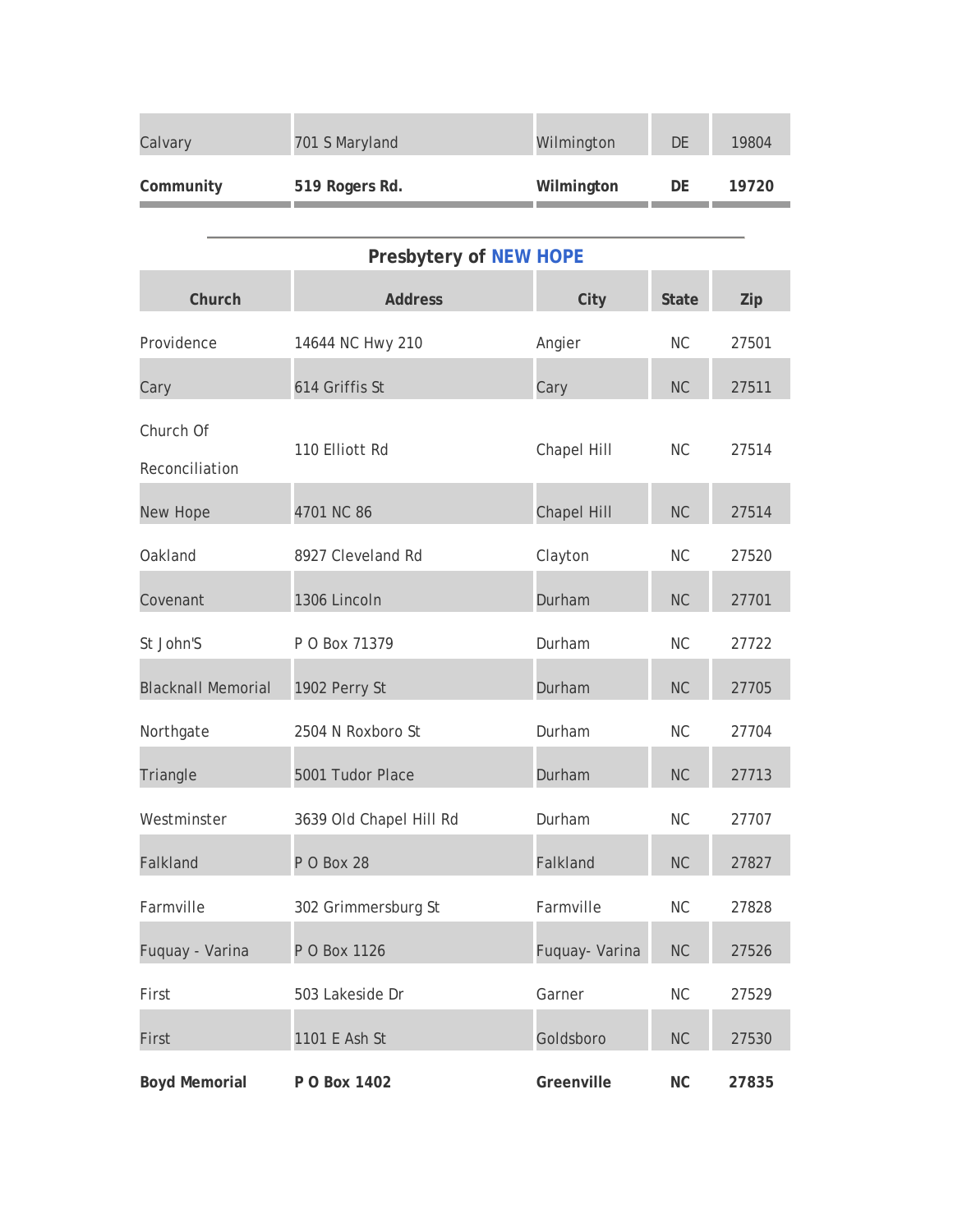| | | | | |
|---|---|---|---|---|
| Calvary | 701 S Maryland | Wilmington | DE | 19804 |
| **Community** | **519 Rogers Rd.** | **Wilmington** | **DE** | **19720** |

## Presbytery of NEW HOPE

| Church | Address | City | State | Zip |
|---|---|---|---|---|
| Providence | 14644 NC Hwy 210 | Angier | NC | 27501 |
| Cary | 614 Griffis St | Cary | NC | 27511 |
| Church Of Reconciliation | 110 Elliott Rd | Chapel Hill | NC | 27514 |
| New Hope | 4701 NC 86 | Chapel Hill | NC | 27514 |
| Oakland | 8927 Cleveland Rd | Clayton | NC | 27520 |
| Covenant | 1306 Lincoln | Durham | NC | 27701 |
| St John'S | P O Box 71379 | Durham | NC | 27722 |
| Blacknall Memorial | 1902 Perry St | Durham | NC | 27705 |
| Northgate | 2504 N Roxboro St | Durham | NC | 27704 |
| Triangle | 5001 Tudor Place | Durham | NC | 27713 |
| Westminster | 3639 Old Chapel Hill Rd | Durham | NC | 27707 |
| Falkland | P O Box 28 | Falkland | NC | 27827 |
| Farmville | 302 Grimmersburg St | Farmville | NC | 27828 |
| Fuquay - Varina | P O Box 1126 | Fuquay- Varina | NC | 27526 |
| First | 503 Lakeside Dr | Garner | NC | 27529 |
| First | 1101 E Ash St | Goldsboro | NC | 27530 |
| **Boyd Memorial** | **P O Box 1402** | **Greenville** | **NC** | **27835** |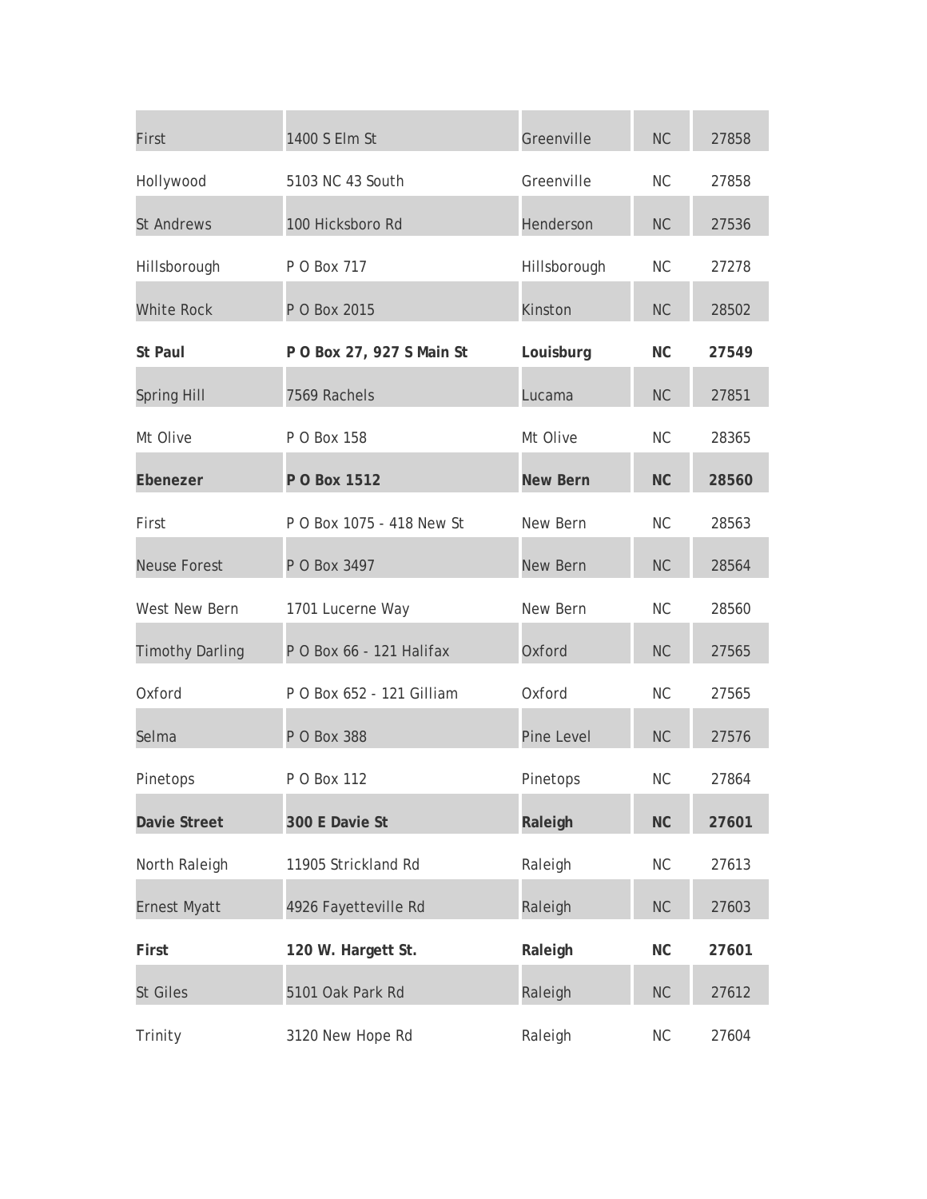| First | 1400 S Elm St | Greenville | NC | 27858 |
|---|---|---|---|---|
| Hollywood | 5103 NC 43 South | Greenville | NC | 27858 |
| St Andrews | 100 Hicksboro Rd | Henderson | NC | 27536 |
| Hillsborough | P O Box 717 | Hillsborough | NC | 27278 |
| White Rock | P O Box 2015 | Kinston | NC | 28502 |
| **St Paul** | **P O Box 27, 927 S Main St** | **Louisburg** | **NC** | **27549** |
| Spring Hill | 7569 Rachels | Lucama | NC | 27851 |
| Mt Olive | P O Box 158 | Mt Olive | NC | 28365 |
| **Ebenezer** | **P O Box 1512** | **New Bern** | **NC** | **28560** |
| First | P O Box 1075 - 418 New St | New Bern | NC | 28563 |
| Neuse Forest | P O Box 3497 | New Bern | NC | 28564 |
| West New Bern | 1701 Lucerne Way | New Bern | NC | 28560 |
| Timothy Darling | P O Box 66 - 121 Halifax | Oxford | NC | 27565 |
| Oxford | P O Box 652 - 121 Gilliam | Oxford | NC | 27565 |
| Selma | P O Box 388 | Pine Level | NC | 27576 |
| Pinetops | P O Box 112 | Pinetops | NC | 27864 |
| **Davie Street** | **300 E Davie St** | **Raleigh** | **NC** | **27601** |
| North Raleigh | 11905 Strickland Rd | Raleigh | NC | 27613 |
| Ernest Myatt | 4926 Fayetteville Rd | Raleigh | NC | 27603 |
| **First** | **120 W. Hargett St.** | **Raleigh** | **NC** | **27601** |
| St Giles | 5101 Oak Park Rd | Raleigh | NC | 27612 |
| Trinity | 3120 New Hope Rd | Raleigh | NC | 27604 |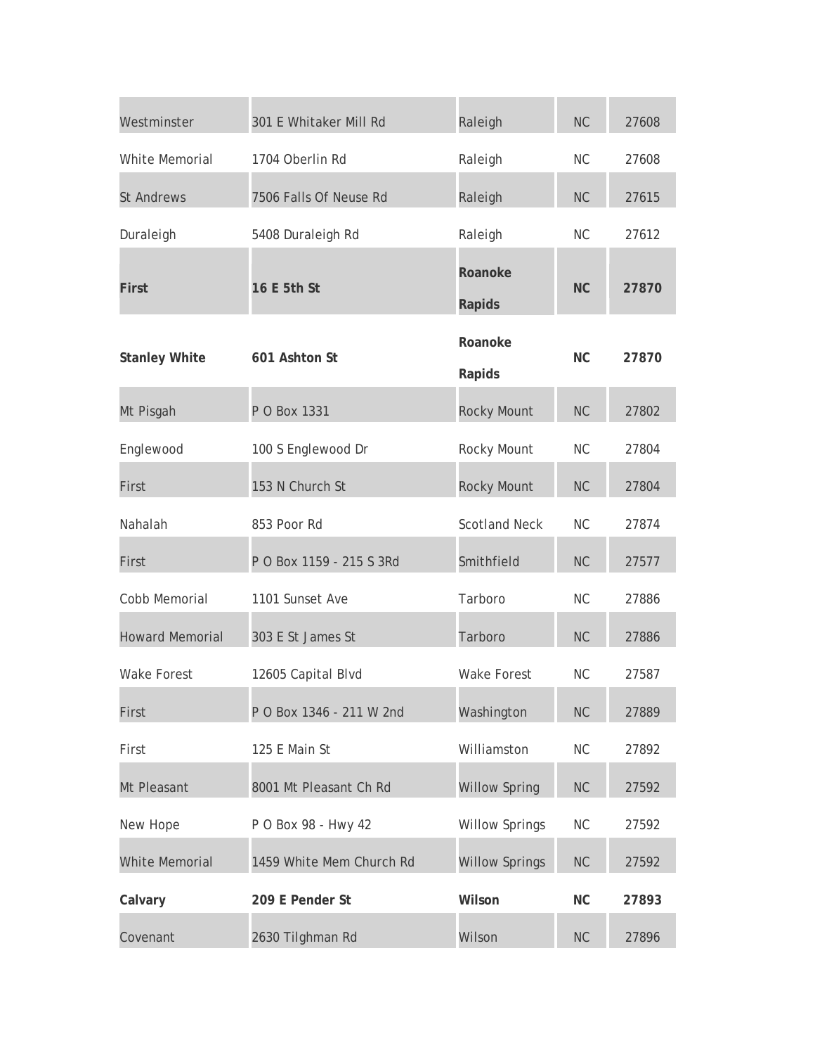| | | | | |
|---|---|---|---|---|
| Westminster | 301 E Whitaker Mill Rd | Raleigh | NC | 27608 |
| White Memorial | 1704 Oberlin Rd | Raleigh | NC | 27608 |
| St Andrews | 7506 Falls Of Neuse Rd | Raleigh | NC | 27615 |
| Duraleigh | 5408 Duraleigh Rd | Raleigh | NC | 27612 |
| **First** | **16 E 5th St** | **Roanoke Rapids** | **NC** | **27870** |
| **Stanley White** | **601 Ashton St** | **Roanoke Rapids** | **NC** | **27870** |
| Mt Pisgah | P O Box 1331 | Rocky Mount | NC | 27802 |
| Englewood | 100 S Englewood Dr | Rocky Mount | NC | 27804 |
| First | 153 N Church St | Rocky Mount | NC | 27804 |
| Nahalah | 853 Poor Rd | Scotland Neck | NC | 27874 |
| First | P O Box 1159 - 215 S 3Rd | Smithfield | NC | 27577 |
| Cobb Memorial | 1101 Sunset Ave | Tarboro | NC | 27886 |
| Howard Memorial | 303 E St James St | Tarboro | NC | 27886 |
| Wake Forest | 12605 Capital Blvd | Wake Forest | NC | 27587 |
| First | P O Box 1346 - 211 W 2nd | Washington | NC | 27889 |
| First | 125 E Main St | Williamston | NC | 27892 |
| Mt Pleasant | 8001 Mt Pleasant Ch Rd | Willow Spring | NC | 27592 |
| New Hope | P O Box 98 - Hwy 42 | Willow Springs | NC | 27592 |
| White Memorial | 1459 White Mem Church Rd | Willow Springs | NC | 27592 |
| **Calvary** | **209 E Pender St** | **Wilson** | **NC** | **27893** |
| Covenant | 2630 Tilghman Rd | Wilson | NC | 27896 |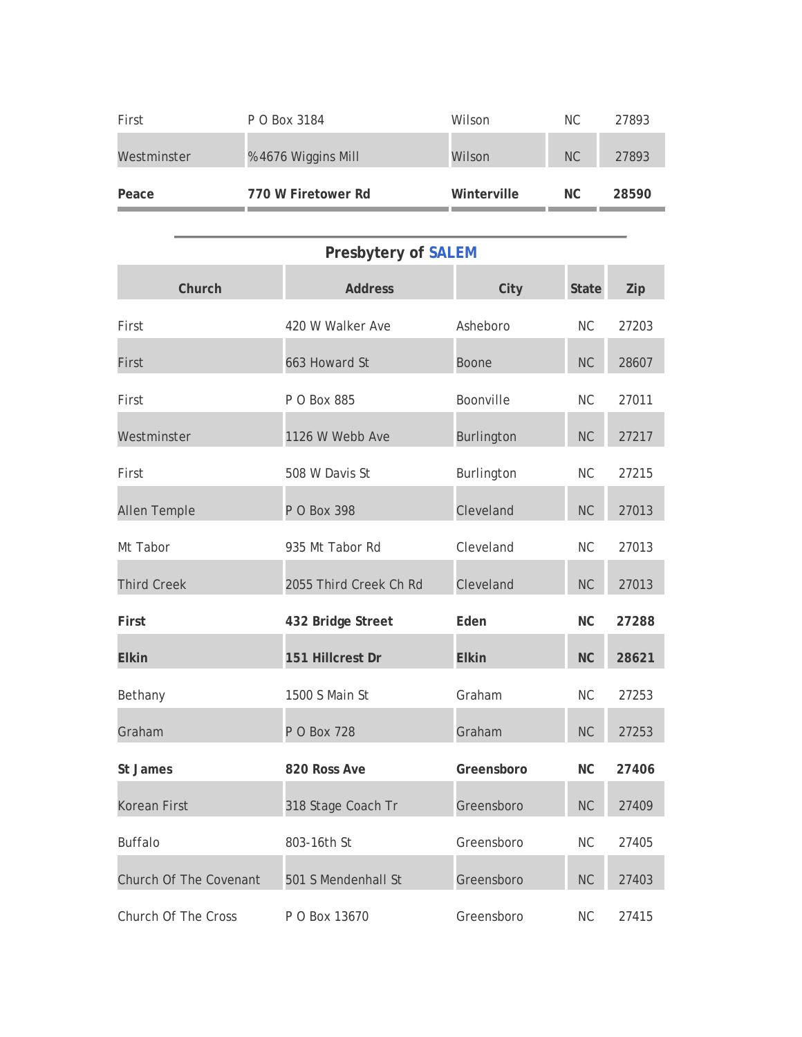| | | | | |
|---|---|---|---|---|
| First | P O Box 3184 | Wilson | NC | 27893 |
| Westminster | %4676 Wiggins Mill | Wilson | NC | 27893 |
| **Peace** | **770 W Firetower Rd** | **Winterville** | **NC** | **28590** |

## Presbytery of SALEM

| Church | Address | City | State | Zip |
|---|---|---|---|---|
| First | 420 W Walker Ave | Asheboro | NC | 27203 |
| First | 663 Howard St | Boone | NC | 28607 |
| First | P O Box 885 | Boonville | NC | 27011 |
| Westminster | 1126 W Webb Ave | Burlington | NC | 27217 |
| First | 508 W Davis St | Burlington | NC | 27215 |
| Allen Temple | P O Box 398 | Cleveland | NC | 27013 |
| Mt Tabor | 935 Mt Tabor Rd | Cleveland | NC | 27013 |
| Third Creek | 2055 Third Creek Ch Rd | Cleveland | NC | 27013 |
| **First** | **432 Bridge Street** | **Eden** | **NC** | **27288** |
| **Elkin** | **151 Hillcrest Dr** | **Elkin** | **NC** | **28621** |
| Bethany | 1500 S Main St | Graham | NC | 27253 |
| Graham | P O Box 728 | Graham | NC | 27253 |
| **St James** | **820 Ross Ave** | **Greensboro** | **NC** | **27406** |
| Korean First | 318 Stage Coach Tr | Greensboro | NC | 27409 |
| Buffalo | 803-16th St | Greensboro | NC | 27405 |
| Church Of The Covenant | 501 S Mendenhall St | Greensboro | NC | 27403 |
| Church Of The Cross | P O Box 13670 | Greensboro | NC | 27415 |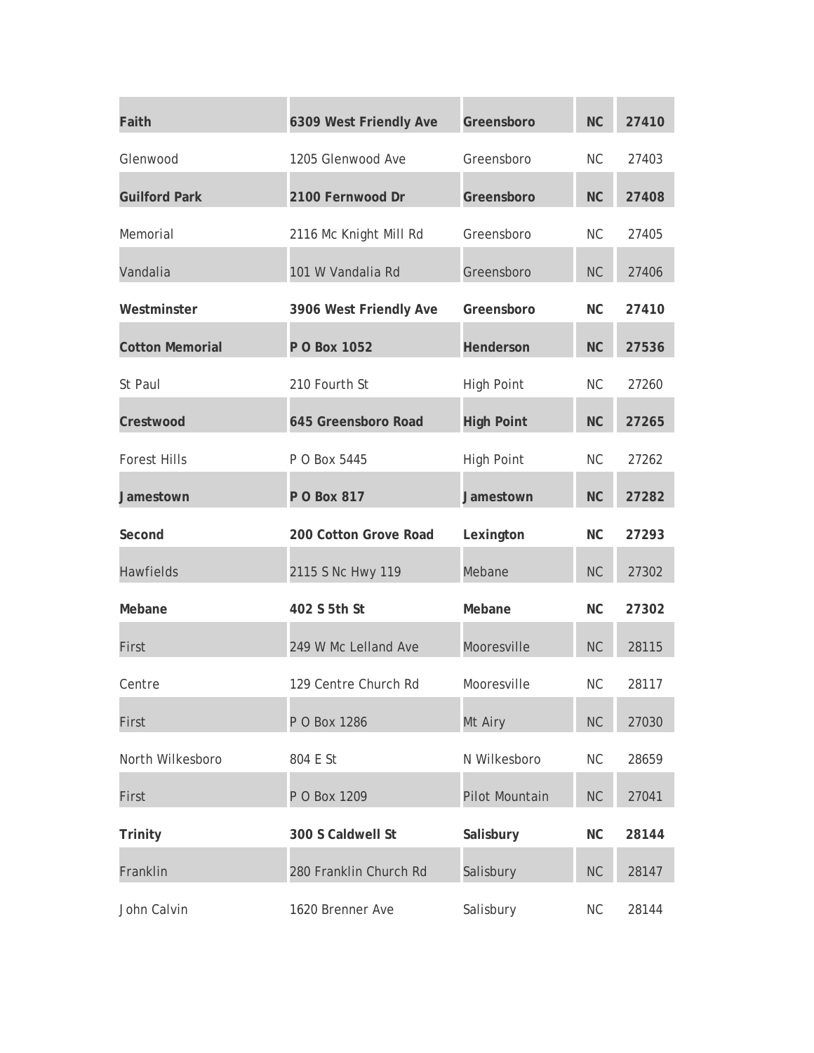| | | | | |
|---|---|---|---|---|
| **Faith** | **6309 West Friendly Ave** | **Greensboro** | **NC** | **27410** |
| Glenwood | 1205 Glenwood Ave | Greensboro | NC | 27403 |
| **Guilford Park** | **2100 Fernwood Dr** | **Greensboro** | **NC** | **27408** |
| Memorial | 2116 Mc Knight Mill Rd | Greensboro | NC | 27405 |
| Vandalia | 101 W Vandalia Rd | Greensboro | NC | 27406 |
| **Westminster** | **3906 West Friendly Ave** | **Greensboro** | **NC** | **27410** |
| **Cotton Memorial** | **P O Box 1052** | **Henderson** | **NC** | **27536** |
| St Paul | 210 Fourth St | High Point | NC | 27260 |
| **Crestwood** | **645 Greensboro Road** | **High Point** | **NC** | **27265** |
| Forest Hills | P O Box 5445 | High Point | NC | 27262 |
| **Jamestown** | **P O Box 817** | **Jamestown** | **NC** | **27282** |
| **Second** | **200 Cotton Grove Road** | **Lexington** | **NC** | **27293** |
| Hawfields | 2115 S Nc Hwy 119 | Mebane | NC | 27302 |
| **Mebane** | **402 S 5th St** | **Mebane** | **NC** | **27302** |
| First | 249 W Mc Lelland Ave | Mooresville | NC | 28115 |
| Centre | 129 Centre Church Rd | Mooresville | NC | 28117 |
| First | P O Box 1286 | Mt Airy | NC | 27030 |
| North Wilkesboro | 804 E St | N Wilkesboro | NC | 28659 |
| First | P O Box 1209 | Pilot Mountain | NC | 27041 |
| **Trinity** | **300 S Caldwell St** | **Salisbury** | **NC** | **28144** |
| Franklin | 280 Franklin Church Rd | Salisbury | NC | 28147 |
| John Calvin | 1620 Brenner Ave | Salisbury | NC | 28144 |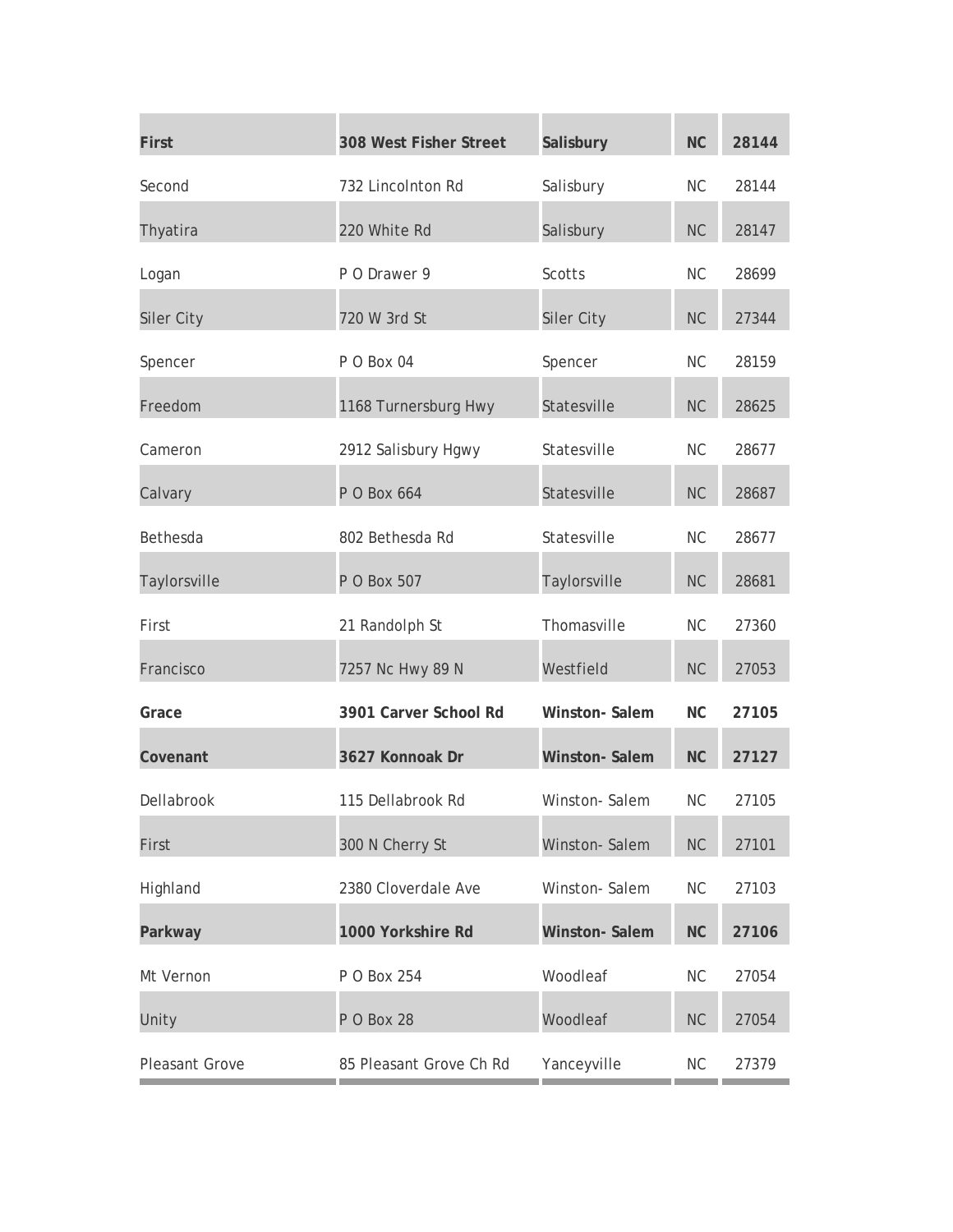| **First** | **308 West Fisher Street** | **Salisbury** | **NC** | **28144** |
|---|---|---|---|---|
| Second | 732 Lincolnton Rd | Salisbury | NC | 28144 |
| Thyatira | 220 White Rd | Salisbury | NC | 28147 |
| Logan | P O Drawer 9 | Scotts | NC | 28699 |
| Siler City | 720 W 3rd St | Siler City | NC | 27344 |
| Spencer | P O Box 04 | Spencer | NC | 28159 |
| Freedom | 1168 Turnersburg Hwy | Statesville | NC | 28625 |
| Cameron | 2912 Salisbury Hgwy | Statesville | NC | 28677 |
| Calvary | P O Box 664 | Statesville | NC | 28687 |
| Bethesda | 802 Bethesda Rd | Statesville | NC | 28677 |
| Taylorsville | P O Box 507 | Taylorsville | NC | 28681 |
| First | 21 Randolph St | Thomasville | NC | 27360 |
| Francisco | 7257 Nc Hwy 89 N | Westfield | NC | 27053 |
| **Grace** | **3901 Carver School Rd** | **Winston- Salem** | **NC** | **27105** |
| **Covenant** | **3627 Konnoak Dr** | **Winston- Salem** | **NC** | **27127** |
| Dellabrook | 115 Dellabrook Rd | Winston- Salem | NC | 27105 |
| First | 300 N Cherry St | Winston- Salem | NC | 27101 |
| Highland | 2380 Cloverdale Ave | Winston- Salem | NC | 27103 |
| **Parkway** | **1000 Yorkshire Rd** | **Winston- Salem** | **NC** | **27106** |
| Mt Vernon | P O Box 254 | Woodleaf | NC | 27054 |
| Unity | P O Box 28 | Woodleaf | NC | 27054 |
| Pleasant Grove | 85 Pleasant Grove Ch Rd | Yanceyville | NC | 27379 |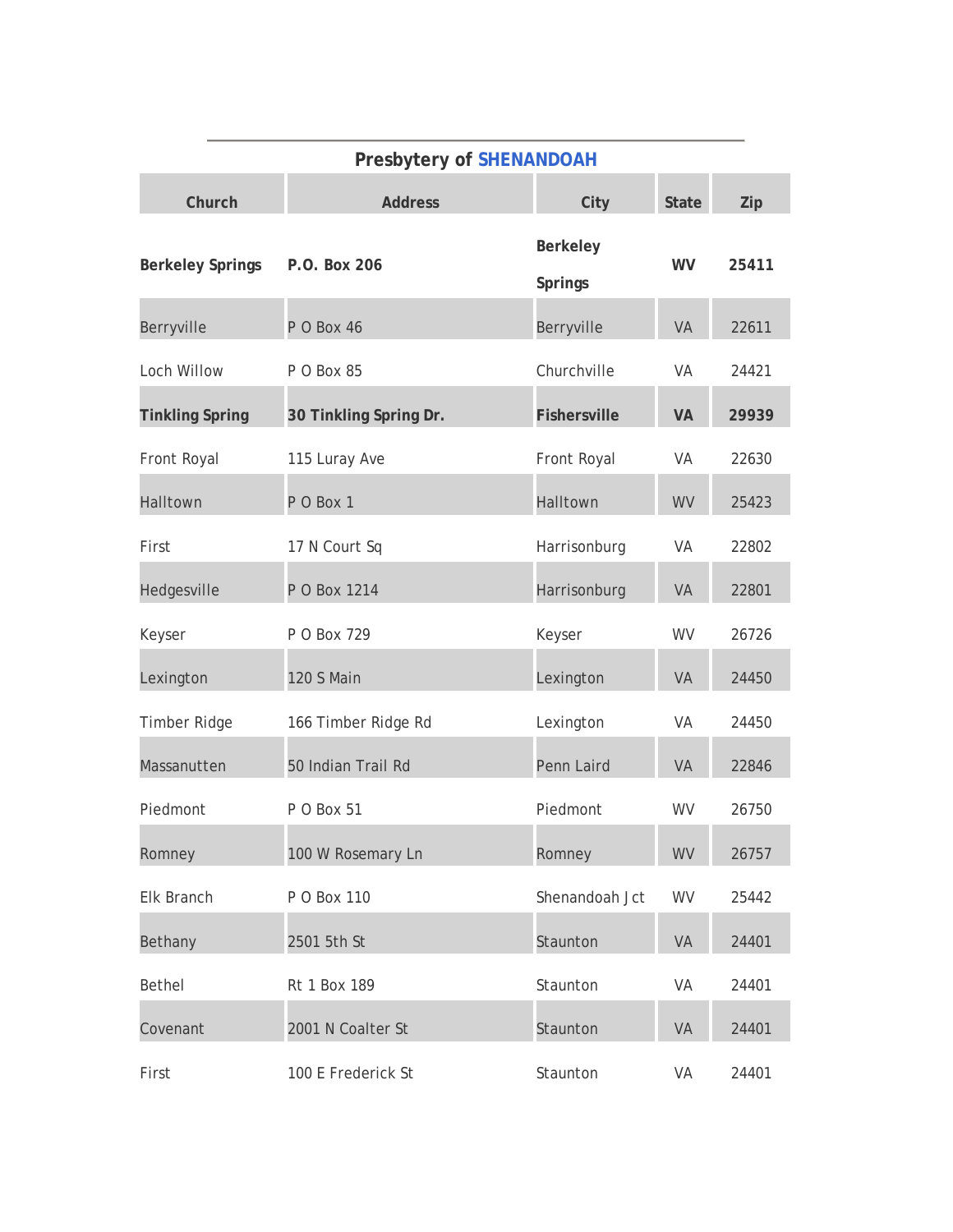## Presbytery of SHENANDOAH

| Church | Address | City | State | Zip |
|---|---|---|---|---|
| **Berkeley Springs** | **P.O. Box 206** | **Berkeley Springs** | **WV** | **25411** |
| Berryville | P O Box 46 | Berryville | VA | 22611 |
| Loch Willow | P O Box 85 | Churchville | VA | 24421 |
| **Tinkling Spring** | **30 Tinkling Spring Dr.** | **Fishersville** | **VA** | **29939** |
| Front Royal | 115 Luray Ave | Front Royal | VA | 22630 |
| Halltown | P O Box 1 | Halltown | WV | 25423 |
| First | 17 N Court Sq | Harrisonburg | VA | 22802 |
| Hedgesville | P O Box 1214 | Harrisonburg | VA | 22801 |
| Keyser | P O Box 729 | Keyser | WV | 26726 |
| Lexington | 120 S Main | Lexington | VA | 24450 |
| Timber Ridge | 166 Timber Ridge Rd | Lexington | VA | 24450 |
| Massanutten | 50 Indian Trail Rd | Penn Laird | VA | 22846 |
| Piedmont | P O Box 51 | Piedmont | WV | 26750 |
| Romney | 100 W Rosemary Ln | Romney | WV | 26757 |
| Elk Branch | P O Box 110 | Shenandoah Jct | WV | 25442 |
| Bethany | 2501 5th St | Staunton | VA | 24401 |
| Bethel | Rt 1 Box 189 | Staunton | VA | 24401 |
| Covenant | 2001 N Coalter St | Staunton | VA | 24401 |
| First | 100 E Frederick St | Staunton | VA | 24401 |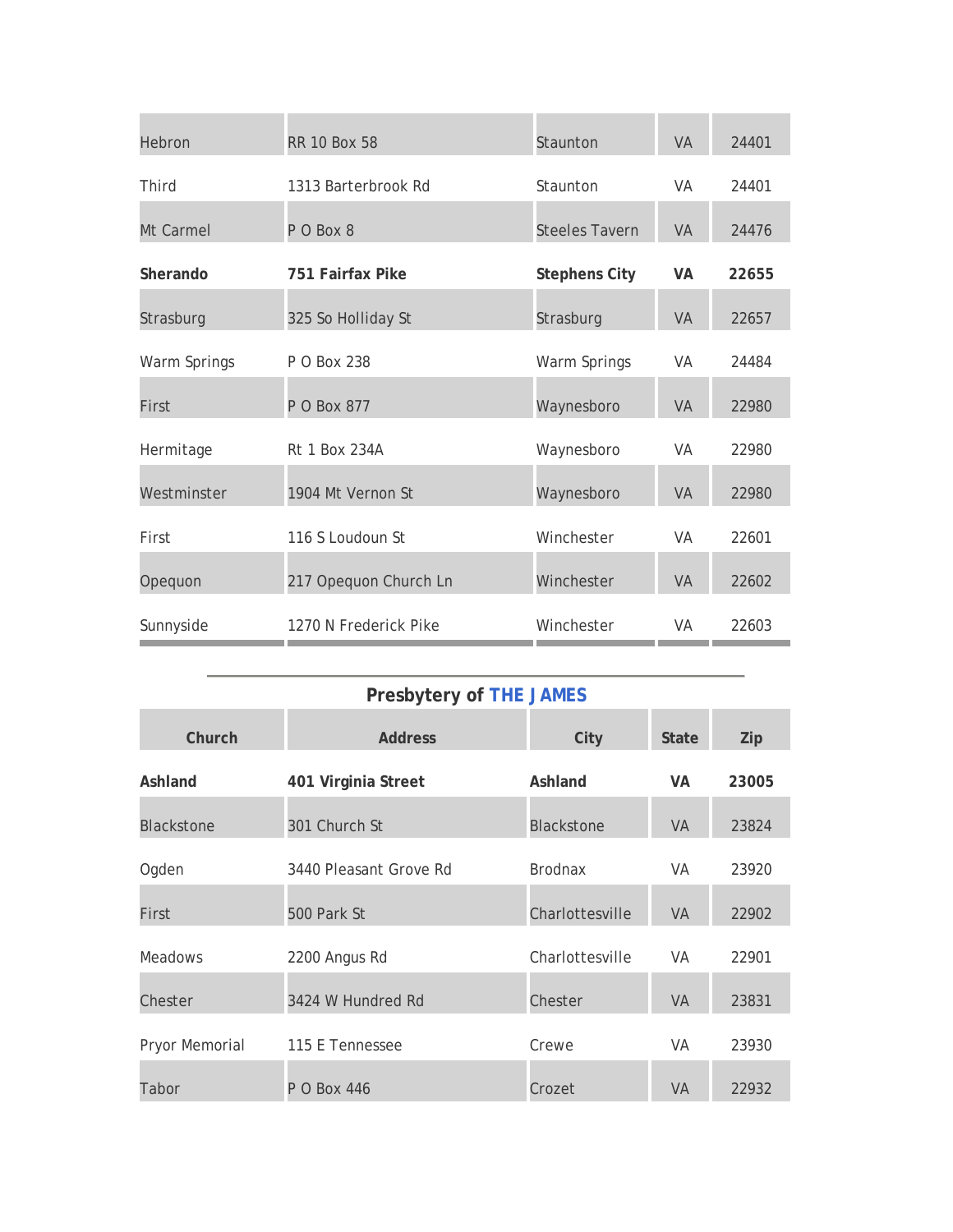| | | | | |
|---|---|---|---|---|
| Hebron | RR 10 Box 58 | Staunton | VA | 24401 |
| Third | 1313 Barterbrook Rd | Staunton | VA | 24401 |
| Mt Carmel | P O Box 8 | Steeles Tavern | VA | 24476 |
| **Sherando** | **751 Fairfax Pike** | **Stephens City** | **VA** | **22655** |
| Strasburg | 325 So Holliday St | Strasburg | VA | 22657 |
| Warm Springs | P O Box 238 | Warm Springs | VA | 24484 |
| First | P O Box 877 | Waynesboro | VA | 22980 |
| Hermitage | Rt 1 Box 234A | Waynesboro | VA | 22980 |
| Westminster | 1904 Mt Vernon St | Waynesboro | VA | 22980 |
| First | 116 S Loudoun St | Winchester | VA | 22601 |
| Opequon | 217 Opequon Church Ln | Winchester | VA | 22602 |
| Sunnyside | 1270 N Frederick Pike | Winchester | VA | 22603 |

## Presbytery of THE JAMES

| Church | Address | City | State | Zip |
|---|---|---|---|---|
| **Ashland** | **401 Virginia Street** | **Ashland** | **VA** | **23005** |
| Blackstone | 301 Church St | Blackstone | VA | 23824 |
| Ogden | 3440 Pleasant Grove Rd | Brodnax | VA | 23920 |
| First | 500 Park St | Charlottesville | VA | 22902 |
| Meadows | 2200 Angus Rd | Charlottesville | VA | 22901 |
| Chester | 3424 W Hundred Rd | Chester | VA | 23831 |
| Pryor Memorial | 115 E Tennessee | Crewe | VA | 23930 |
| Tabor | P O Box 446 | Crozet | VA | 22932 |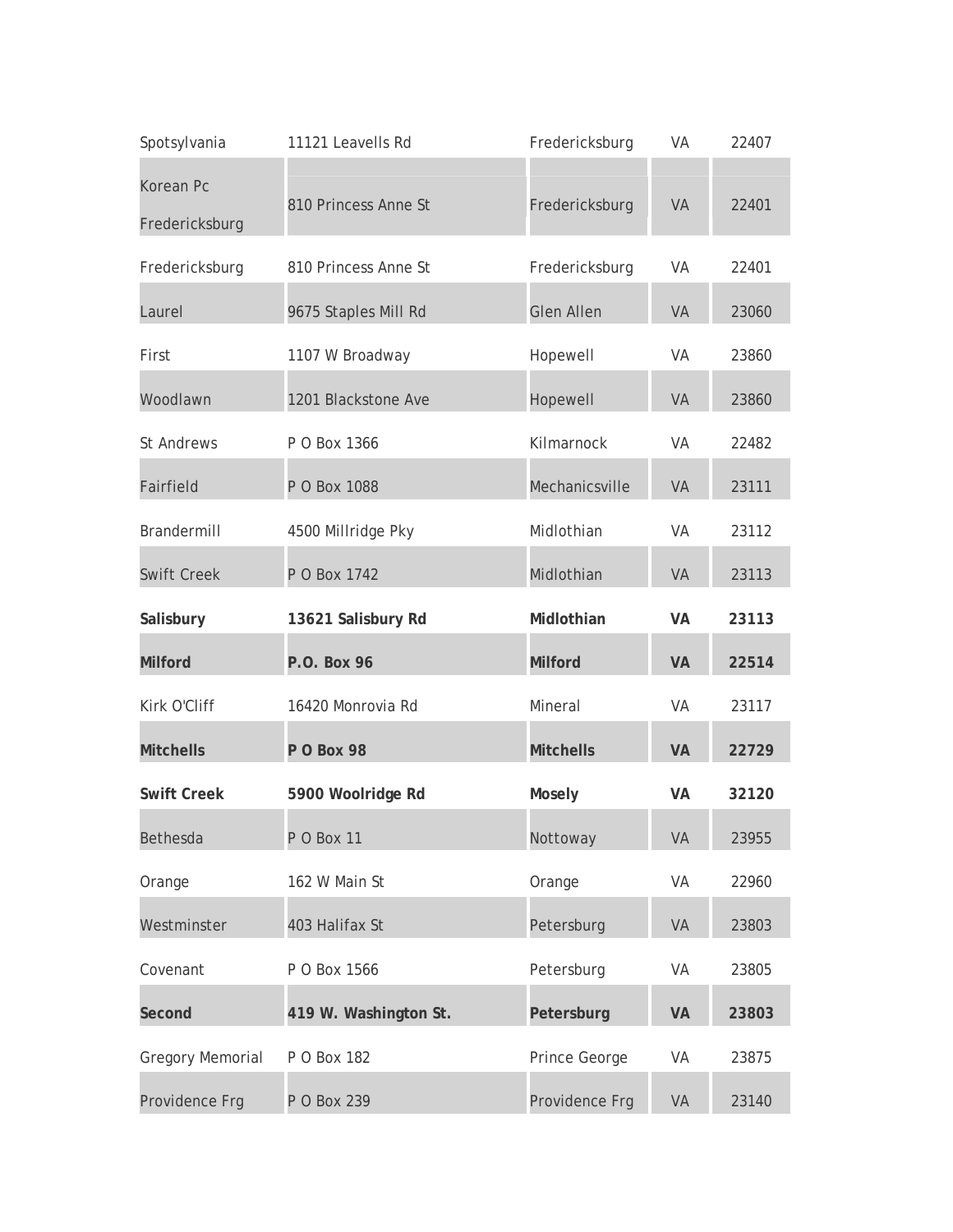| | | | | |
|---|---|---|---|---|
| Spotsylvania | 11121 Leavells Rd | Fredericksburg | VA | 22407 |
| Korean Pc Fredericksburg | 810 Princess Anne St | Fredericksburg | VA | 22401 |
| Fredericksburg | 810 Princess Anne St | Fredericksburg | VA | 22401 |
| Laurel | 9675 Staples Mill Rd | Glen Allen | VA | 23060 |
| First | 1107 W Broadway | Hopewell | VA | 23860 |
| Woodlawn | 1201 Blackstone Ave | Hopewell | VA | 23860 |
| St Andrews | P O Box 1366 | Kilmarnock | VA | 22482 |
| Fairfield | P O Box 1088 | Mechanicsville | VA | 23111 |
| Brandermill | 4500 Millridge Pky | Midlothian | VA | 23112 |
| Swift Creek | P O Box 1742 | Midlothian | VA | 23113 |
| **Salisbury** | **13621 Salisbury Rd** | **Midlothian** | **VA** | **23113** |
| **Milford** | **P.O. Box 96** | **Milford** | **VA** | **22514** |
| Kirk O'Cliff | 16420 Monrovia Rd | Mineral | VA | 23117 |
| **Mitchells** | **P O Box 98** | **Mitchells** | **VA** | **22729** |
| **Swift Creek** | **5900 Woolridge Rd** | **Mosely** | **VA** | **32120** |
| Bethesda | P O Box 11 | Nottoway | VA | 23955 |
| Orange | 162 W Main St | Orange | VA | 22960 |
| Westminster | 403 Halifax St | Petersburg | VA | 23803 |
| Covenant | P O Box 1566 | Petersburg | VA | 23805 |
| **Second** | **419 W. Washington St.** | **Petersburg** | **VA** | **23803** |
| Gregory Memorial | P O Box 182 | Prince George | VA | 23875 |
| Providence Frg | P O Box 239 | Providence Frg | VA | 23140 |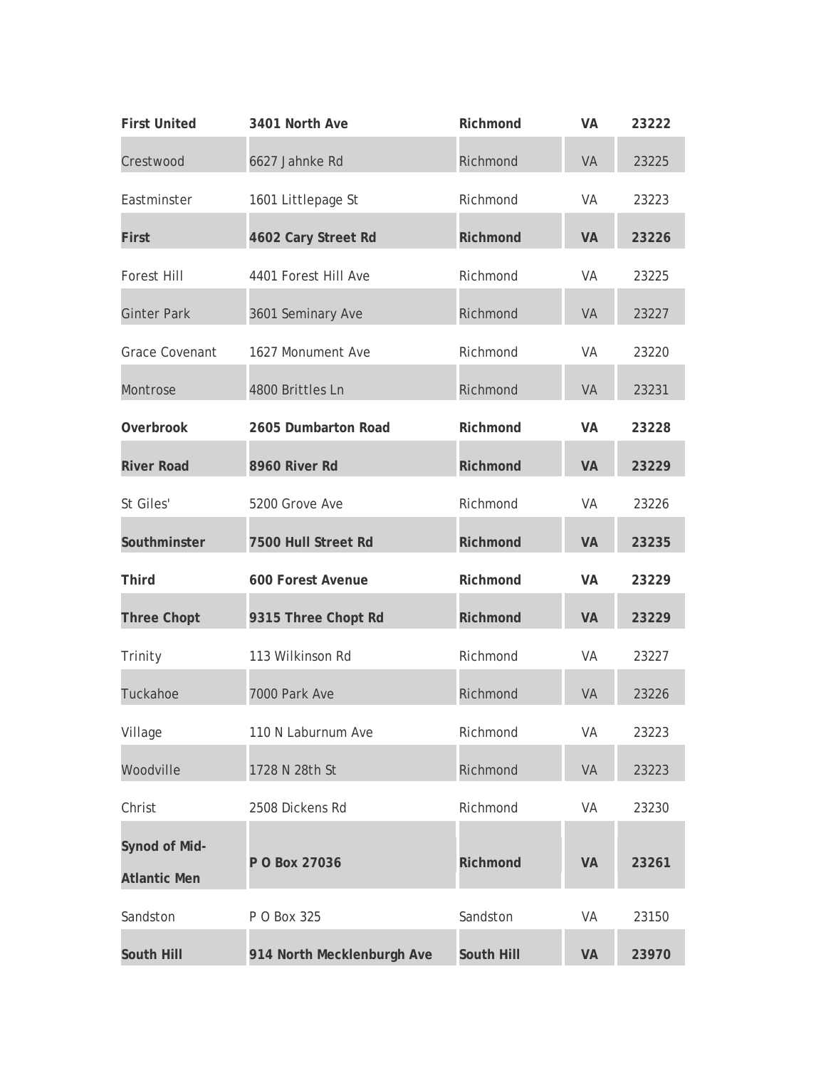| **First United** | **3401 North Ave** | **Richmond** | **VA** | **23222** |
|---|---|---|---|---|
| Crestwood | 6627 Jahnke Rd | Richmond | VA | 23225 |
| Eastminster | 1601 Littlepage St | Richmond | VA | 23223 |
| **First** | **4602 Cary Street Rd** | **Richmond** | **VA** | **23226** |
| Forest Hill | 4401 Forest Hill Ave | Richmond | VA | 23225 |
| Ginter Park | 3601 Seminary Ave | Richmond | VA | 23227 |
| Grace Covenant | 1627 Monument Ave | Richmond | VA | 23220 |
| Montrose | 4800 Brittles Ln | Richmond | VA | 23231 |
| **Overbrook** | **2605 Dumbarton Road** | **Richmond** | **VA** | **23228** |
| **River Road** | **8960 River Rd** | **Richmond** | **VA** | **23229** |
| St Giles' | 5200 Grove Ave | Richmond | VA | 23226 |
| **Southminster** | **7500 Hull Street Rd** | **Richmond** | **VA** | **23235** |
| **Third** | **600 Forest Avenue** | **Richmond** | **VA** | **23229** |
| **Three Chopt** | **9315 Three Chopt Rd** | **Richmond** | **VA** | **23229** |
| Trinity | 113 Wilkinson Rd | Richmond | VA | 23227 |
| Tuckahoe | 7000 Park Ave | Richmond | VA | 23226 |
| Village | 110 N Laburnum Ave | Richmond | VA | 23223 |
| Woodville | 1728 N 28th St | Richmond | VA | 23223 |
| Christ | 2508 Dickens Rd | Richmond | VA | 23230 |
| **Synod of Mid-Atlantic Men** | **P O Box 27036** | **Richmond** | **VA** | **23261** |
| Sandston | P O Box 325 | Sandston | VA | 23150 |
| **South Hill** | **914 North Mecklenburgh Ave** | **South Hill** | **VA** | **23970** |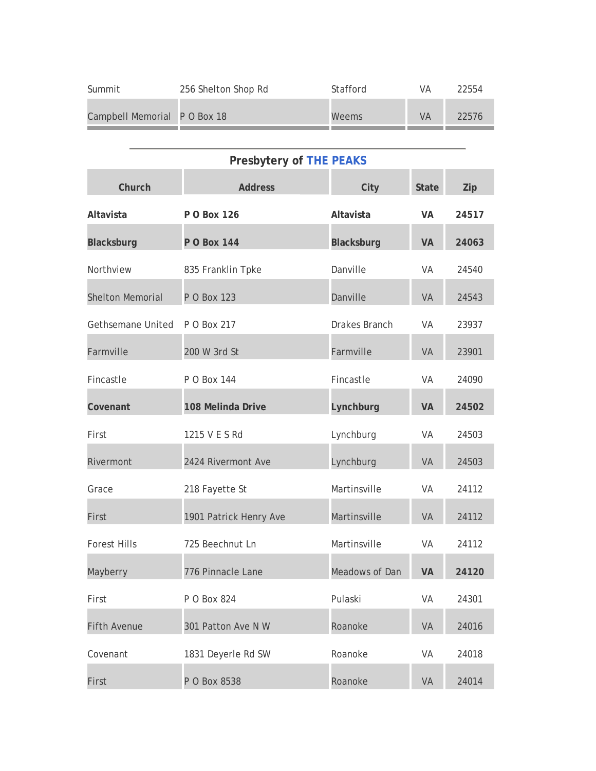| | | | | |
|---|---|---|---|---|
| Summit | 256 Shelton Shop Rd | Stafford | VA | 22554 |
| Campbell Memorial | P O Box 18 | Weems | VA | 22576 |

## Presbytery of THE PEAKS

| Church | Address | City | State | Zip |
|---|---|---|---|---|
| **Altavista** | **P O Box 126** | **Altavista** | **VA** | **24517** |
| **Blacksburg** | **P O Box 144** | **Blacksburg** | **VA** | **24063** |
| Northview | 835 Franklin Tpke | Danville | VA | 24540 |
| Shelton Memorial | P O Box 123 | Danville | VA | 24543 |
| Gethsemane United | P O Box 217 | Drakes Branch | VA | 23937 |
| Farmville | 200 W 3rd St | Farmville | VA | 23901 |
| Fincastle | P O Box 144 | Fincastle | VA | 24090 |
| **Covenant** | **108 Melinda Drive** | **Lynchburg** | **VA** | **24502** |
| First | 1215 V E S Rd | Lynchburg | VA | 24503 |
| Rivermont | 2424 Rivermont Ave | Lynchburg | VA | 24503 |
| Grace | 218 Fayette St | Martinsville | VA | 24112 |
| First | 1901 Patrick Henry Ave | Martinsville | VA | 24112 |
| Forest Hills | 725 Beechnut Ln | Martinsville | VA | 24112 |
| Mayberry | 776 Pinnacle Lane | Meadows of Dan | **VA** | **24120** |
| First | P O Box 824 | Pulaski | VA | 24301 |
| Fifth Avenue | 301 Patton Ave N W | Roanoke | VA | 24016 |
| Covenant | 1831 Deyerle Rd SW | Roanoke | VA | 24018 |
| First | P O Box 8538 | Roanoke | VA | 24014 |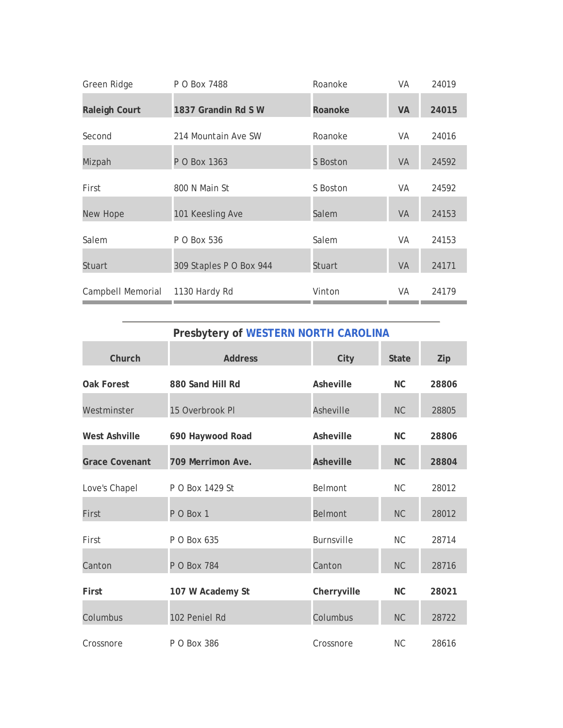| | | | | |
|---|---|---|---|---|
| Green Ridge | P O Box 7488 | Roanoke | VA | 24019 |
| **Raleigh Court** | **1837 Grandin Rd S W** | **Roanoke** | **VA** | **24015** |
| Second | 214 Mountain Ave SW | Roanoke | VA | 24016 |
| Mizpah | P O Box 1363 | S Boston | VA | 24592 |
| First | 800 N Main St | S Boston | VA | 24592 |
| New Hope | 101 Keesling Ave | Salem | VA | 24153 |
| Salem | P O Box 536 | Salem | VA | 24153 |
| Stuart | 309 Staples P O Box 944 | Stuart | VA | 24171 |
| Campbell Memorial | 1130 Hardy Rd | Vinton | VA | 24179 |

## Presbytery of WESTERN NORTH CAROLINA

| Church | Address | City | State | Zip |
|---|---|---|---|---|
| **Oak Forest** | **880 Sand Hill Rd** | **Asheville** | **NC** | **28806** |
| Westminster | 15 Overbrook Pl | Asheville | NC | 28805 |
| **West Ashville** | **690 Haywood Road** | **Asheville** | **NC** | **28806** |
| **Grace Covenant** | **709 Merrimon Ave.** | **Asheville** | **NC** | **28804** |
| Love's Chapel | P O Box 1429 St | Belmont | NC | 28012 |
| First | P O Box 1 | Belmont | NC | 28012 |
| First | P O Box 635 | Burnsville | NC | 28714 |
| Canton | P O Box 784 | Canton | NC | 28716 |
| **First** | **107 W Academy St** | **Cherryville** | **NC** | **28021** |
| Columbus | 102 Peniel Rd | Columbus | NC | 28722 |
| Crossnore | P O Box 386 | Crossnore | NC | 28616 |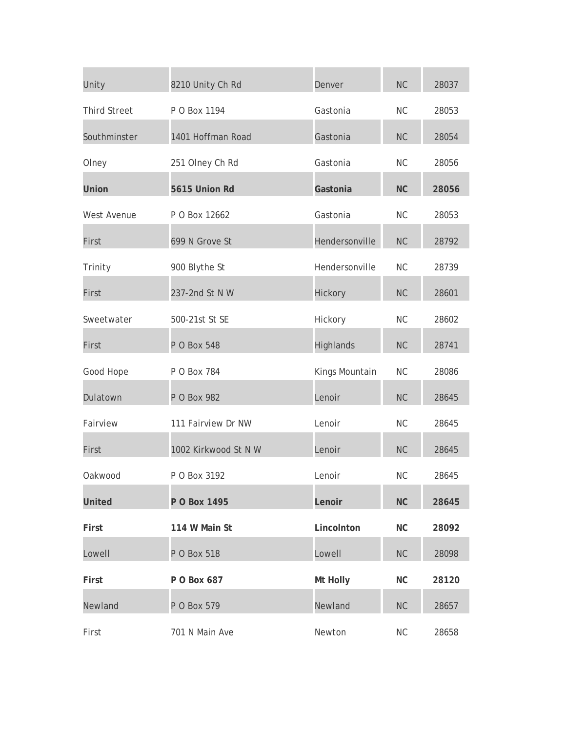| | | | | |
|---|---|---|---|---|
| Unity | 8210 Unity Ch Rd | Denver | NC | 28037 |
| Third Street | P O Box 1194 | Gastonia | NC | 28053 |
| Southminster | 1401 Hoffman Road | Gastonia | NC | 28054 |
| Olney | 251 Olney Ch Rd | Gastonia | NC | 28056 |
| **Union** | **5615 Union Rd** | **Gastonia** | **NC** | **28056** |
| West Avenue | P O Box 12662 | Gastonia | NC | 28053 |
| First | 699 N Grove St | Hendersonville | NC | 28792 |
| Trinity | 900 Blythe St | Hendersonville | NC | 28739 |
| First | 237-2nd St N W | Hickory | NC | 28601 |
| Sweetwater | 500-21st St SE | Hickory | NC | 28602 |
| First | P O Box 548 | Highlands | NC | 28741 |
| Good Hope | P O Box 784 | Kings Mountain | NC | 28086 |
| Dulatown | P O Box 982 | Lenoir | NC | 28645 |
| Fairview | 111 Fairview Dr NW | Lenoir | NC | 28645 |
| First | 1002 Kirkwood St N W | Lenoir | NC | 28645 |
| Oakwood | P O Box 3192 | Lenoir | NC | 28645 |
| **United** | **P O Box 1495** | **Lenoir** | **NC** | **28645** |
| **First** | **114 W Main St** | **Lincolnton** | **NC** | **28092** |
| Lowell | P O Box 518 | Lowell | NC | 28098 |
| **First** | **P O Box 687** | **Mt Holly** | **NC** | **28120** |
| Newland | P O Box 579 | Newland | NC | 28657 |
| First | 701 N Main Ave | Newton | NC | 28658 |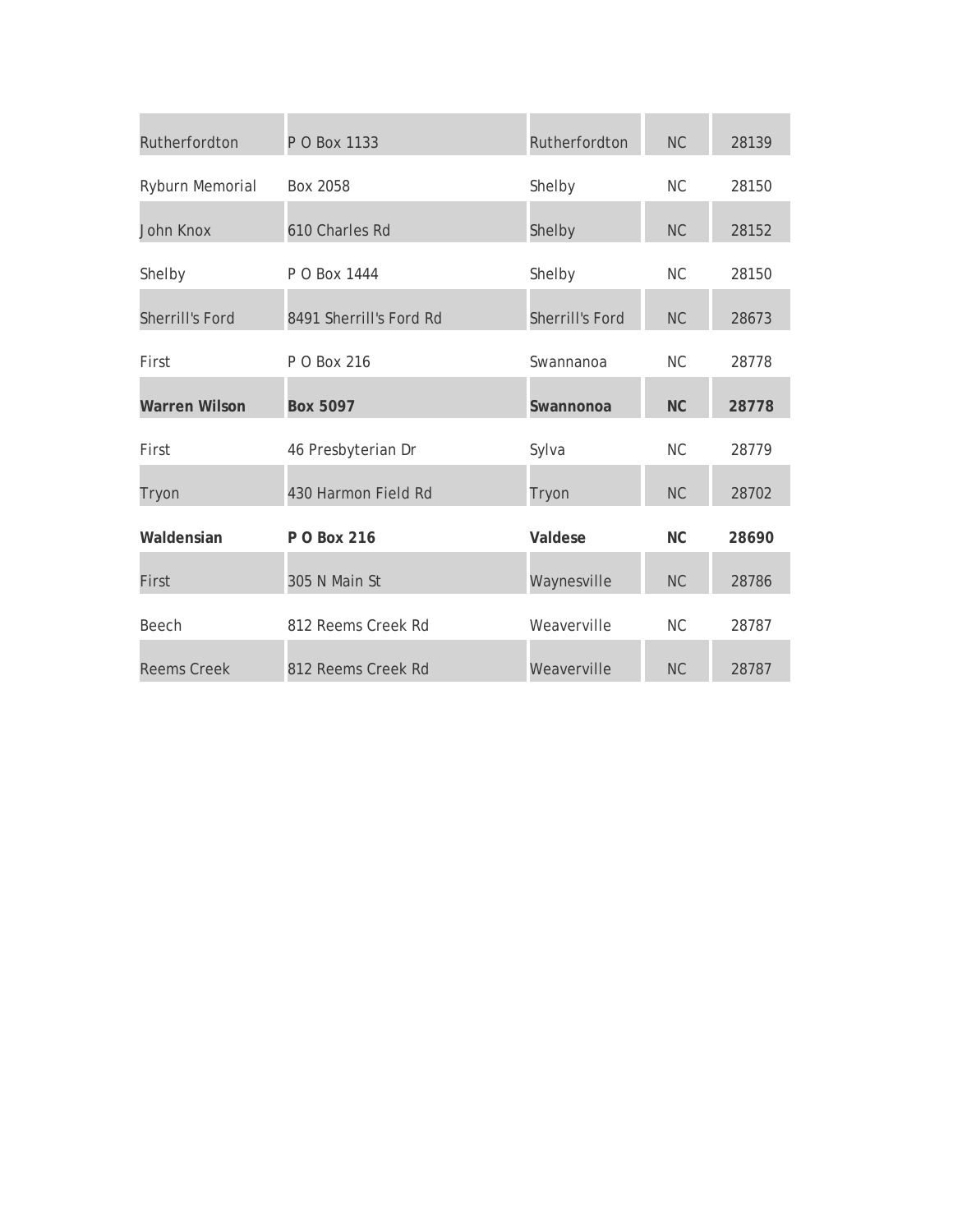| | | | | |
|---|---|---|---|---|
| Rutherfordton | P O Box 1133 | Rutherfordton | NC | 28139 |
| Ryburn Memorial | Box 2058 | Shelby | NC | 28150 |
| John Knox | 610 Charles Rd | Shelby | NC | 28152 |
| Shelby | P O Box 1444 | Shelby | NC | 28150 |
| Sherrill's Ford | 8491 Sherrill's Ford Rd | Sherrill's Ford | NC | 28673 |
| First | P O Box 216 | Swannanoa | NC | 28778 |
| **Warren Wilson** | **Box 5097** | **Swannonoa** | **NC** | **28778** |
| First | 46 Presbyterian Dr | Sylva | NC | 28779 |
| Tryon | 430 Harmon Field Rd | Tryon | NC | 28702 |
| **Waldensian** | **P O Box 216** | **Valdese** | **NC** | **28690** |
| First | 305 N Main St | Waynesville | NC | 28786 |
| Beech | 812 Reems Creek Rd | Weaverville | NC | 28787 |
| Reems Creek | 812 Reems Creek Rd | Weaverville | NC | 28787 |